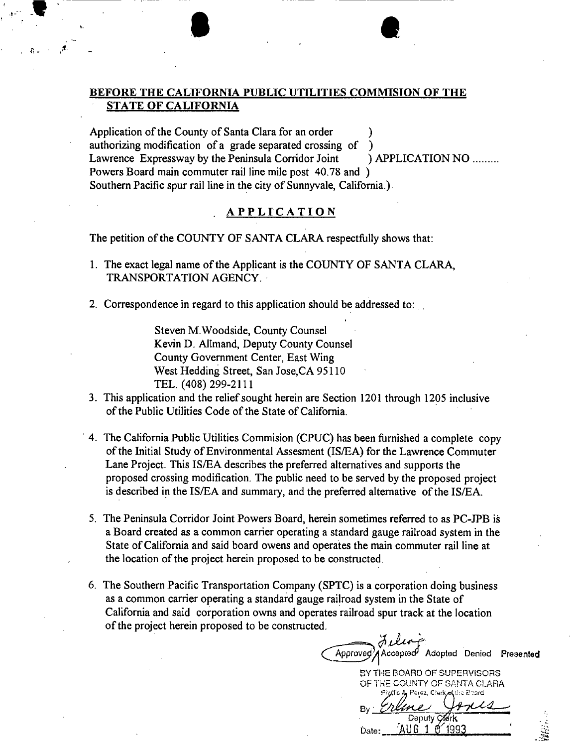**BEFORE THE CALIFORNIA PUBLIC UTILITIES COMMISION OF THE STATE OF CALIFORNIA**

Application of the County of Santa Clara for an order )
authorizing modification of a grade separated crossing of )
Lawrence Expressway by the Peninsula Corridor Joint ) APPLICATION NO .........
Powers Board main commuter rail line mile post 40.78 and )
Southern Pacific spur rail line in the city of Sunnyvale, California.)

## APPLICATION

The petition of the COUNTY OF SANTA CLARA respectfully shows that:

1. The exact legal name of the Applicant is the COUNTY OF SANTA CLARA, TRANSPORTATION AGENCY.

2. Correspondence in regard to this application should be addressed to:

   Steven M.Woodside, County Counsel
   Kevin D. Allmand, Deputy County Counsel
   County Government Center, East Wing
   West Hedding Street, San Jose,CA 95110
   TEL. (408) 299-2111

3. This application and the relief sought herein are Section 1201 through 1205 inclusive of the Public Utilities Code of the State of California.

4. The California Public Utilities Commision (CPUC) has been furnished a complete copy of the Initial Study of Environmental Assesment (IS/EA) for the Lawrence Commuter Lane Project. This IS/EA describes the preferred alternatives and supports the proposed crossing modification. The public need to be served by the proposed project is described in the IS/EA and summary, and the preferred alternative of the IS/EA.

5. The Peninsula Corridor Joint Powers Board, herein sometimes referred to as PC-JPB is a Board created as a common carrier operating a standard gauge railroad system in the State of California and said board owens and operates the main commuter rail line at the location of the project herein proposed to be constructed.

6. The Southern Pacific Transportation Company (SPTC) is a corporation doing business as a common carrier operating a standard gauge railroad system in the State of California and said corporation owns and operates railroad spur track at the location of the project herein proposed to be constructed.

Filing
Approved / Accepted Adopted Denied Presented

BY THE BOARD OF SUPERVISORS
OF THE COUNTY OF SANTA CLARA
Phyllis A. Perez, Clerk of the Board
By Erlene Jones
Deputy Clerk
Date: AUG 10 1993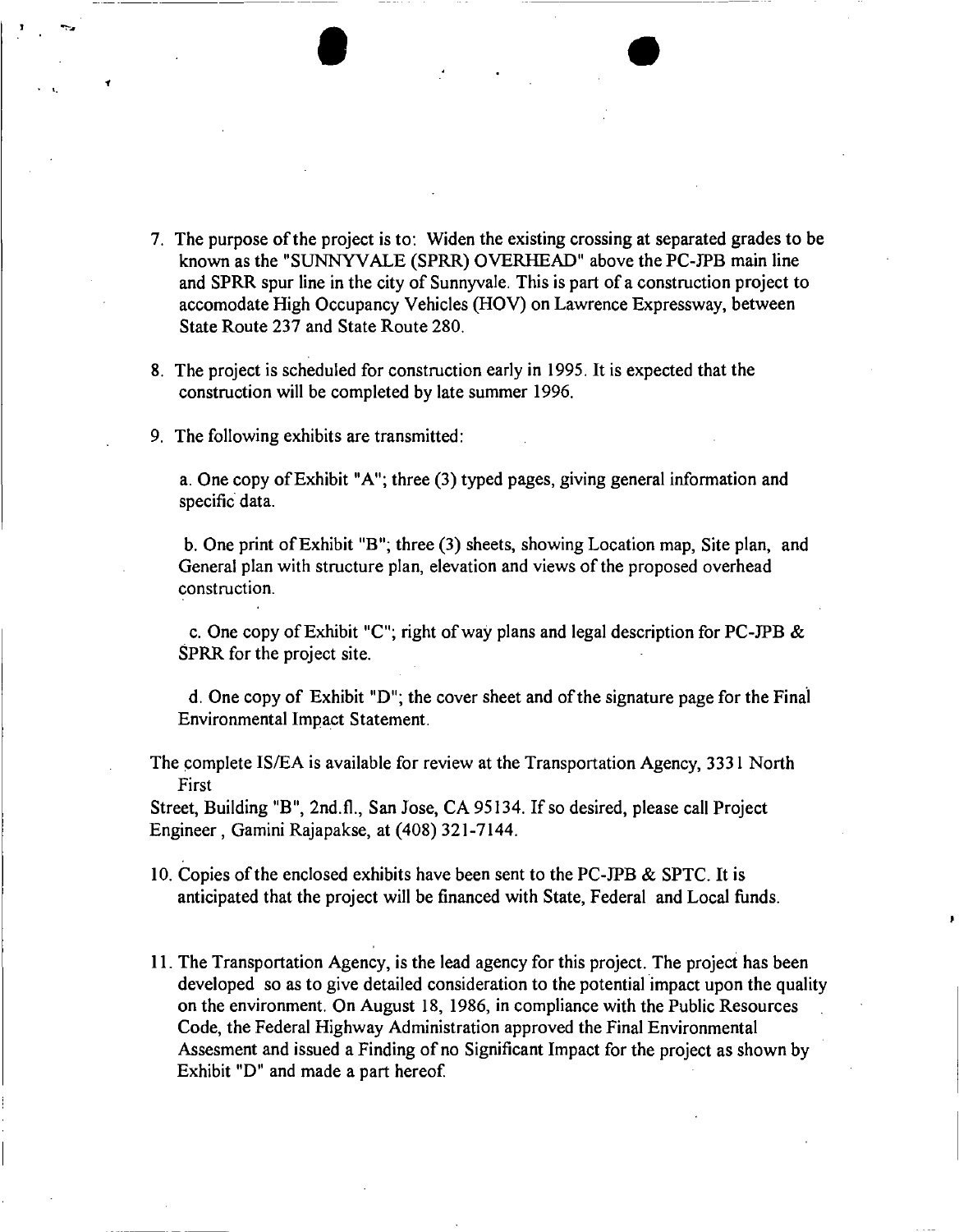7. The purpose of the project is to: Widen the existing crossing at separated grades to be known as the "SUNNYVALE (SPRR) OVERHEAD" above the PC-JPB main line and SPRR spur line in the city of Sunnyvale. This is part of a construction project to accomodate High Occupancy Vehicles (HOV) on Lawrence Expressway, between State Route 237 and State Route 280.

8. The project is scheduled for construction early in 1995. It is expected that the construction will be completed by late summer 1996.

9. The following exhibits are transmitted:

   a. One copy of Exhibit "A"; three (3) typed pages, giving general information and specific data.

   b. One print of Exhibit "B"; three (3) sheets, showing Location map, Site plan, and General plan with structure plan, elevation and views of the proposed overhead construction.

   c. One copy of Exhibit "C"; right of way plans and legal description for PC-JPB & SPRR for the project site.

   d. One copy of Exhibit "D"; the cover sheet and of the signature page for the Final Environmental Impact Statement.

The complete IS/EA is available for review at the Transportation Agency, 3331 North First
Street, Building "B", 2nd.fl., San Jose, CA 95134. If so desired, please call Project Engineer, Gamini Rajapakse, at (408) 321-7144.

10. Copies of the enclosed exhibits have been sent to the PC-JPB & SPTC. It is anticipated that the project will be financed with State, Federal and Local funds.

11. The Transportation Agency, is the lead agency for this project. The project has been developed so as to give detailed consideration to the potential impact upon the quality on the environment. On August 18, 1986, in compliance with the Public Resources Code, the Federal Highway Administration approved the Final Environmental Assesment and issued a Finding of no Significant Impact for the project as shown by Exhibit "D" and made a part hereof.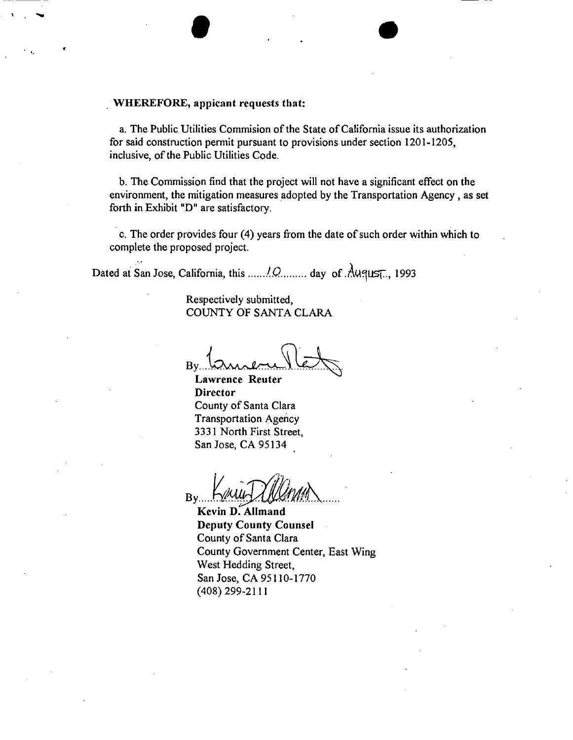**WHEREFORE, appicant requests that:**

a. The Public Utilities Commision of the State of California issue its authorization for said construction permit pursuant to provisions under section 1201-1205, inclusive, of the Public Utilities Code.

b. The Commission find that the project will not have a significant effect on the environment, the mitigation measures adopted by the Transportation Agency , as set forth in Exhibit "D" are satisfactory.

c. The order provides four (4) years from the date of such order within which to complete the proposed project.

Dated at San Jose, California, this ......10......... day of August, 1993

Respectively submitted,
COUNTY OF SANTA CLARA

By..............................

**Lawrence Reuter**
**Director**
County of Santa Clara
Transportation Agency
3331 North First Street,
San Jose, CA 95134

By..............................

**Kevin D. Allmand**
**Deputy County Counsel**
County of Santa Clara
County Government Center, East Wing
West Hedding Street,
San Jose, CA 95110-1770
(408) 299-2111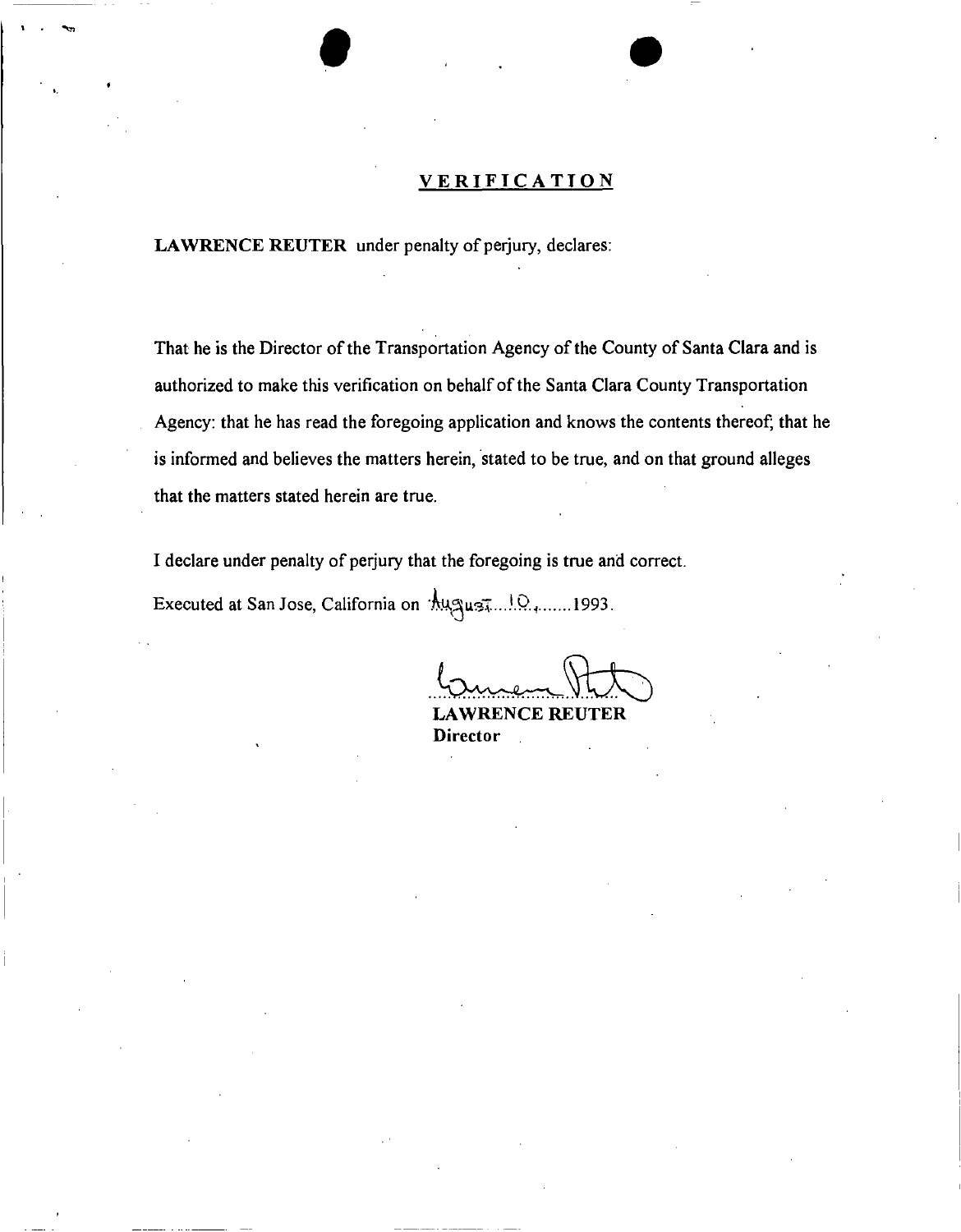## VERIFICATION

**LAWRENCE REUTER** under penalty of perjury, declares:

That he is the Director of the Transportation Agency of the County of Santa Clara and is authorized to make this verification on behalf of the Santa Clara County Transportation Agency: that he has read the foregoing application and knows the contents thereof; that he is informed and believes the matters herein, stated to be true, and on that ground alleges that the matters stated herein are true.

I declare under penalty of perjury that the foregoing is true and correct.

Executed at San Jose, California on August 10, 1993.

**LAWRENCE REUTER**
**Director**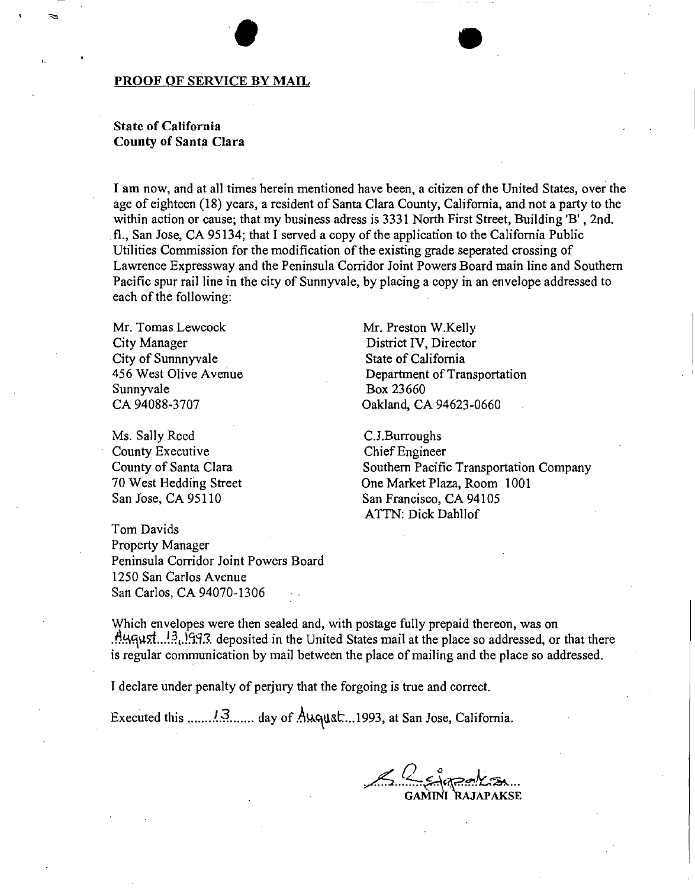## PROOF OF SERVICE BY MAIL

**State of California**
**County of Santa Clara**

I am now, and at all times herein mentioned have been, a citizen of the United States, over the age of eighteen (18) years, a resident of Santa Clara County, California, and not a party to the within action or cause; that my business adress is 3331 North First Street, Building 'B', 2nd. fl., San Jose, CA 95134; that I served a copy of the application to the California Public Utilities Commission for the modification of the existing grade seperated crossing of Lawrence Expressway and the Peninsula Corridor Joint Powers Board main line and Southern Pacific spur rail line in the city of Sunnyvale, by placing a copy in an envelope addressed to each of the following:

Mr. Tomas Lewcock
City Manager
City of Sunnnyvale
456 West Olive Avenue
Sunnyvale
CA 94088-3707

Mr. Preston W.Kelly
District IV, Director
State of California
Department of Transportation
Box 23660
Oakland, CA 94623-0660

Ms. Sally Reed
County Executive
County of Santa Clara
70 West Hedding Street
San Jose, CA 95110

C.J.Burroughs
Chief Engineer
Southern Pacific Transportation Company
One Market Plaza, Room 1001
San Francisco, CA 94105
ATTN: Dick Dahllof

Tom Davids
Property Manager
Peninsula Corridor Joint Powers Board
1250 San Carlos Avenue
San Carlos, CA 94070-1306

Which envelopes were then sealed and, with postage fully prepaid thereon, was on August 13, 1993 deposited in the United States mail at the place so addressed, or that there is regular communication by mail between the place of mailing and the place so addressed.

I declare under penalty of perjury that the forgoing is true and correct.

Executed this 13 day of August 1993, at San Jose, California.

GAMINI RAJAPAKSE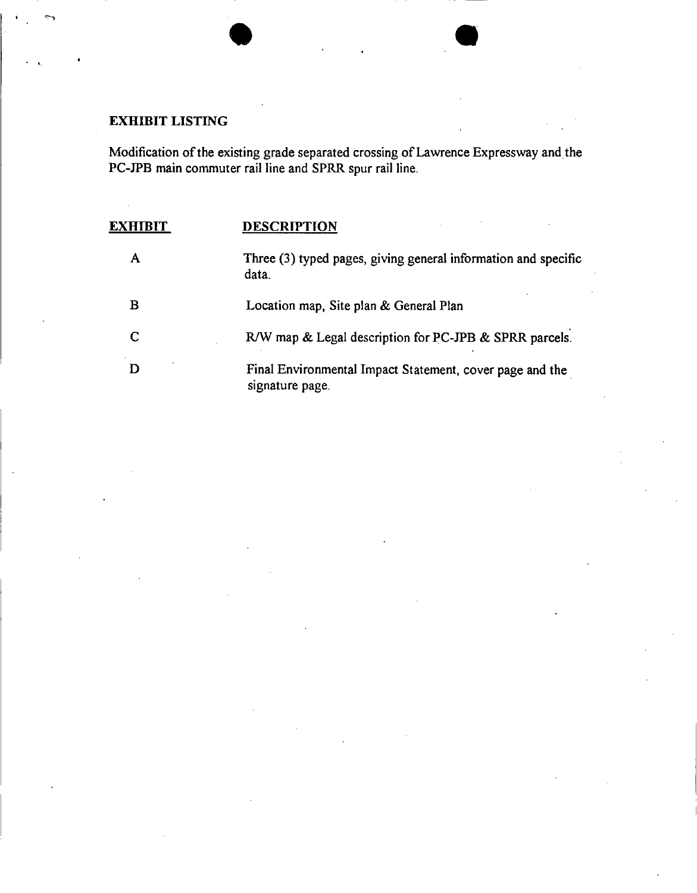**EXHIBIT LISTING**

Modification of the existing grade separated crossing of Lawrence Expressway and the PC-JPB main commuter rail line and SPRR spur rail line.

| EXHIBIT | DESCRIPTION |
|---|---|
| A | Three (3) typed pages, giving general information and specific data. |
| B | Location map, Site plan & General Plan |
| C | R/W map & Legal description for PC-JPB & SPRR parcels. |
| D | Final Environmental Impact Statement, cover page and the signature page. |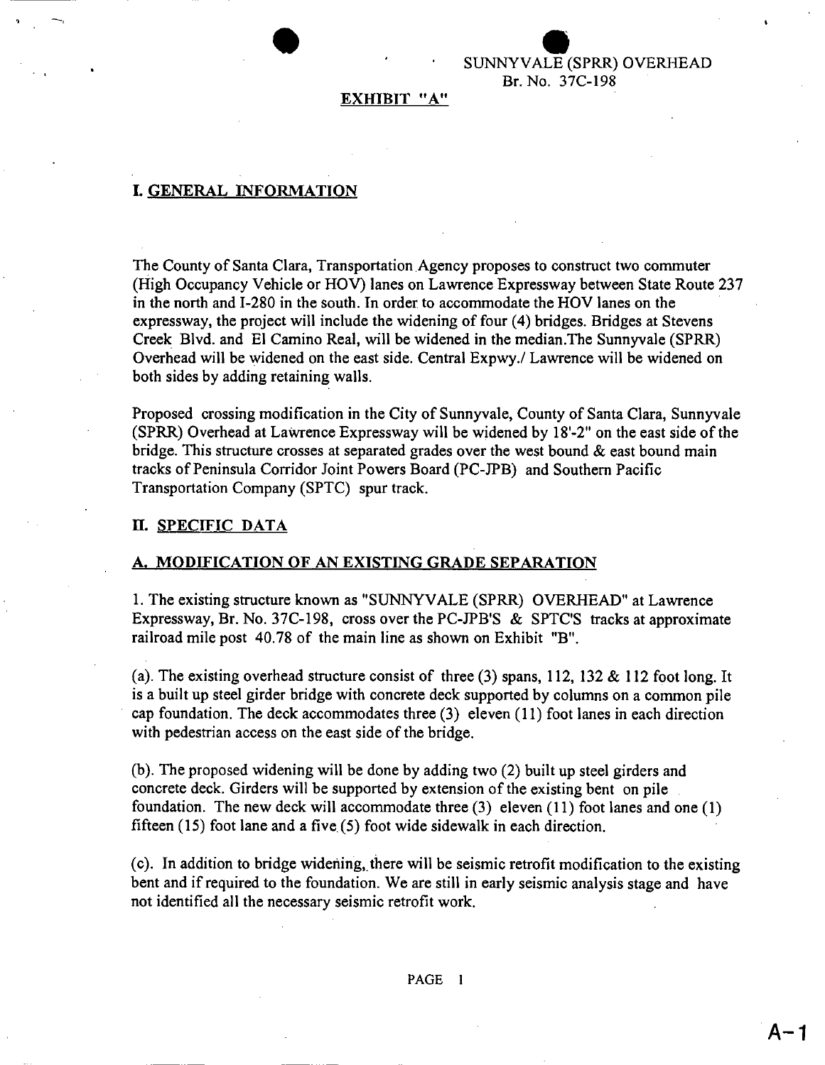SUNNYVALE (SPRR) OVERHEAD
Br. No. 37C-198

**EXHIBIT "A"**

## I. GENERAL INFORMATION

The County of Santa Clara, Transportation Agency proposes to construct two commuter (High Occupancy Vehicle or HOV) lanes on Lawrence Expressway between State Route 237 in the north and I-280 in the south. In order to accommodate the HOV lanes on the expressway, the project will include the widening of four (4) bridges. Bridges at Stevens Creek Blvd. and El Camino Real, will be widened in the median.The Sunnyvale (SPRR) Overhead will be widened on the east side. Central Expwy./ Lawrence will be widened on both sides by adding retaining walls.

Proposed crossing modification in the City of Sunnyvale, County of Santa Clara, Sunnyvale (SPRR) Overhead at Lawrence Expressway will be widened by 18'-2" on the east side of the bridge. This structure crosses at separated grades over the west bound & east bound main tracks of Peninsula Corridor Joint Powers Board (PC-JPB) and Southern Pacific Transportation Company (SPTC) spur track.

## II. SPECIFIC DATA

### A. MODIFICATION OF AN EXISTING GRADE SEPARATION

1. The existing structure known as "SUNNYVALE (SPRR) OVERHEAD" at Lawrence Expressway, Br. No. 37C-198, cross over the PC-JPB'S & SPTC'S tracks at approximate railroad mile post 40.78 of the main line as shown on Exhibit "B".

(a). The existing overhead structure consist of three (3) spans, 112, 132 & 112 foot long. It is a built up steel girder bridge with concrete deck supported by columns on a common pile cap foundation. The deck accommodates three (3) eleven (11) foot lanes in each direction with pedestrian access on the east side of the bridge.

(b). The proposed widening will be done by adding two (2) built up steel girders and concrete deck. Girders will be supported by extension of the existing bent on pile foundation. The new deck will accommodate three (3) eleven (11) foot lanes and one (1) fifteen (15) foot lane and a five (5) foot wide sidewalk in each direction.

(c). In addition to bridge widening, there will be seismic retrofit modification to the existing bent and if required to the foundation. We are still in early seismic analysis stage and have not identified all the necessary seismic retrofit work.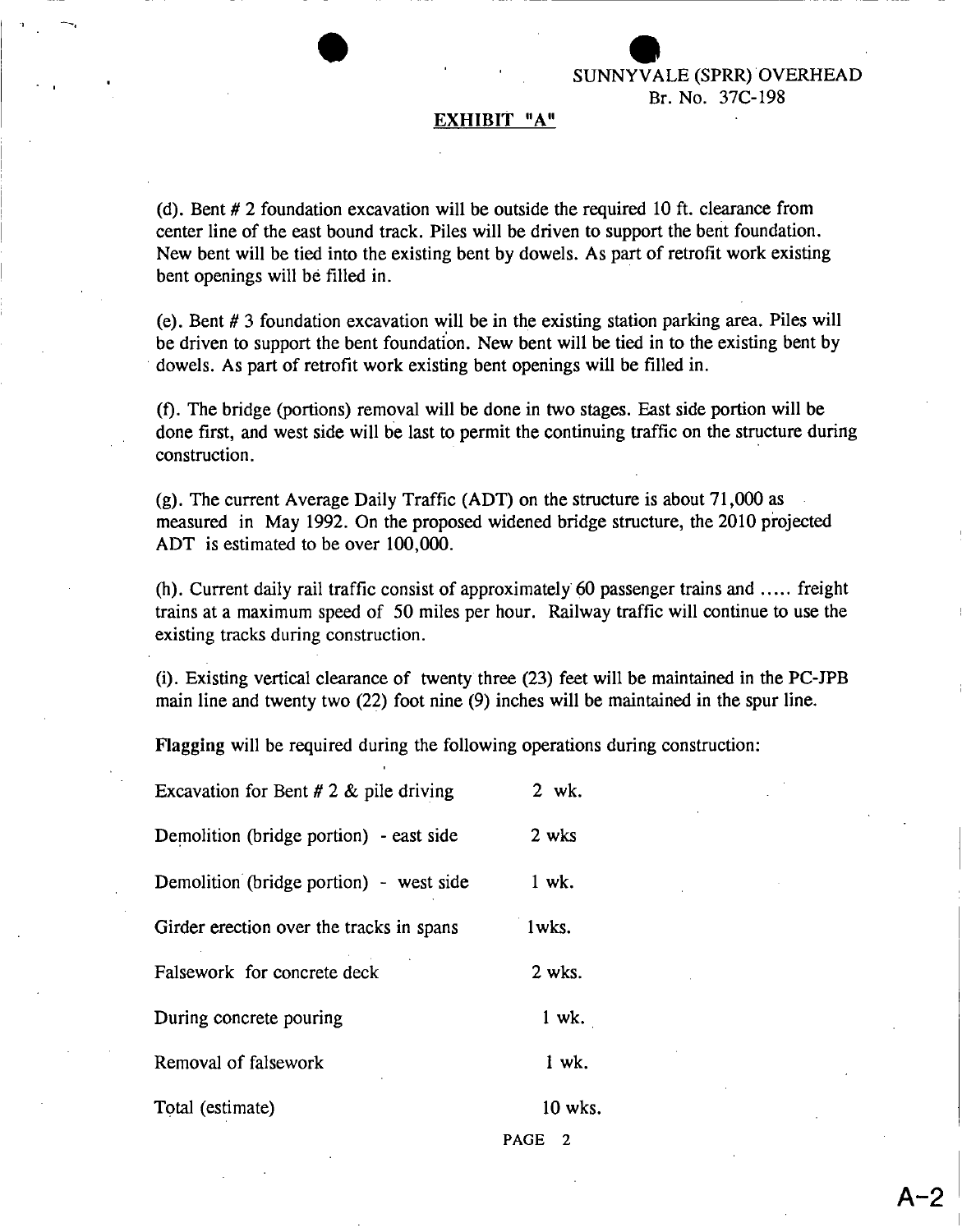SUNNYVALE (SPRR) OVERHEAD
Br. No. 37C-198

## EXHIBIT "A"

(d). Bent # 2 foundation excavation will be outside the required 10 ft. clearance from center line of the east bound track. Piles will be driven to support the bent foundation. New bent will be tied into the existing bent by dowels. As part of retrofit work existing bent openings will be filled in.

(e). Bent # 3 foundation excavation will be in the existing station parking area. Piles will be driven to support the bent foundation. New bent will be tied in to the existing bent by dowels. As part of retrofit work existing bent openings will be filled in.

(f). The bridge (portions) removal will be done in two stages. East side portion will be done first, and west side will be last to permit the continuing traffic on the structure during construction.

(g). The current Average Daily Traffic (ADT) on the structure is about 71,000 as measured in May 1992. On the proposed widened bridge structure, the 2010 projected ADT is estimated to be over 100,000.

(h). Current daily rail traffic consist of approximately 60 passenger trains and ..... freight trains at a maximum speed of 50 miles per hour. Railway traffic will continue to use the existing tracks during construction.

(i). Existing vertical clearance of twenty three (23) feet will be maintained in the PC-JPB main line and twenty two (22) foot nine (9) inches will be maintained in the spur line.

**Flagging** will be required during the following operations during construction:

| | |
|---|---|
| Excavation for Bent # 2 & pile driving | 2 wk. |
| Demolition (bridge portion) - east side | 2 wks |
| Demolition (bridge portion) - west side | 1 wk. |
| Girder erection over the tracks in spans | 1wks. |
| Falsework for concrete deck | 2 wks. |
| During concrete pouring | 1 wk. |
| Removal of falsework | 1 wk. |
| Total (estimate) | 10 wks. |

PAGE 2

A-2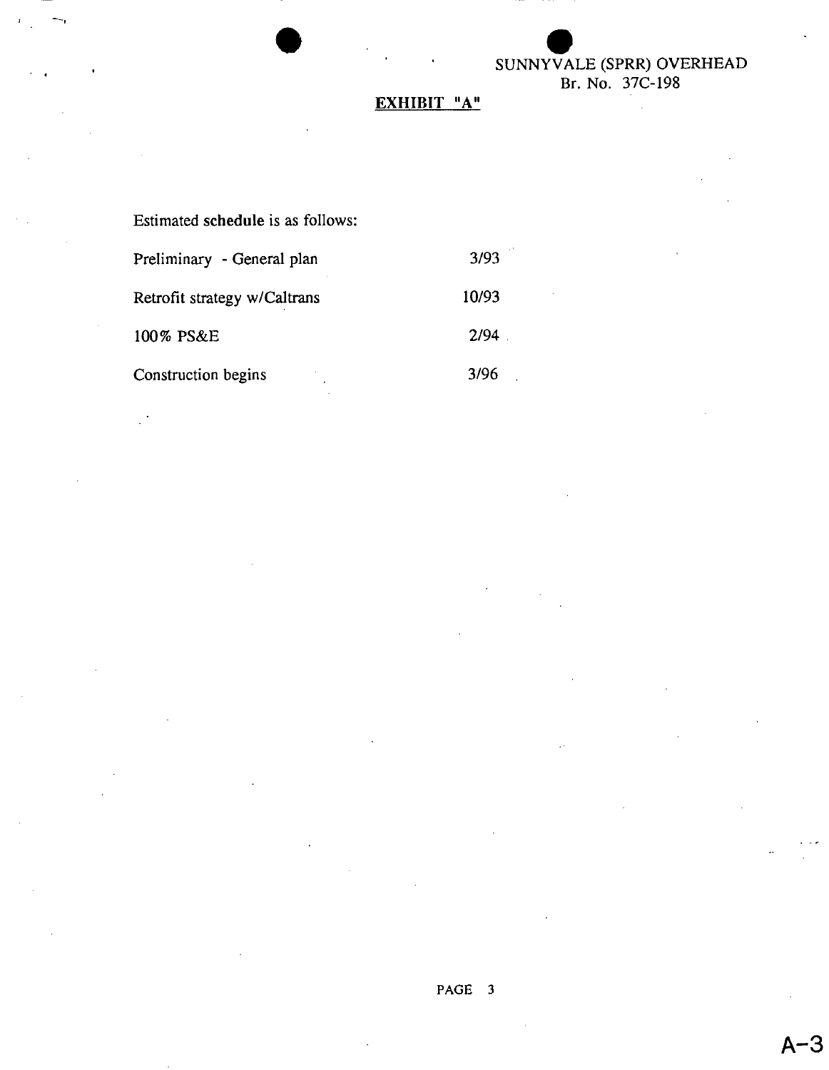SUNNYVALE (SPRR) OVERHEAD
Br. No. 37C-198

**EXHIBIT "A"**

Estimated **schedule** is as follows:

| | |
|---|---|
| Preliminary - General plan | 3/93 |
| Retrofit strategy w/Caltrans | 10/93 |
| 100% PS&E | 2/94 |
| Construction begins | 3/96 |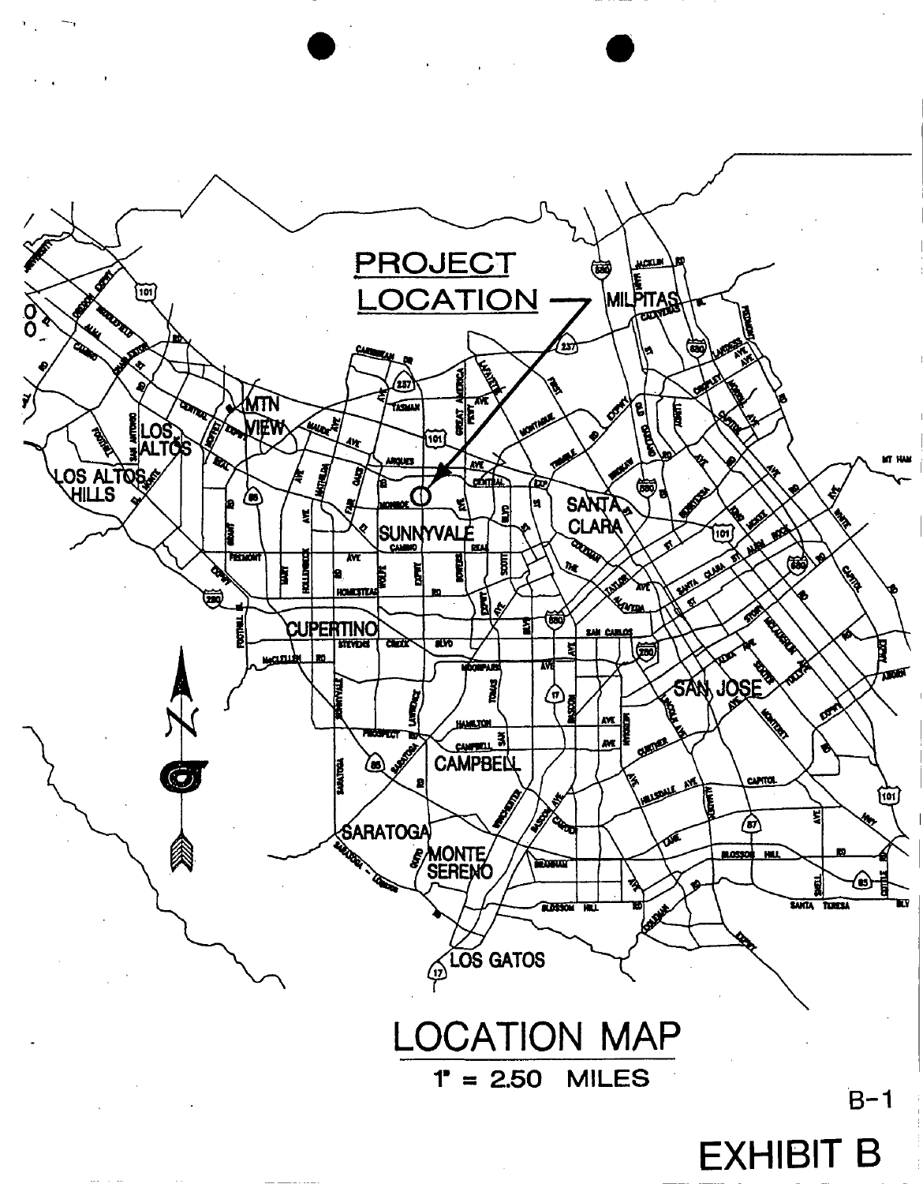PROJECT LOCATION

# LOCATION MAP

1" = 2.50 MILES

B-1

# EXHIBIT B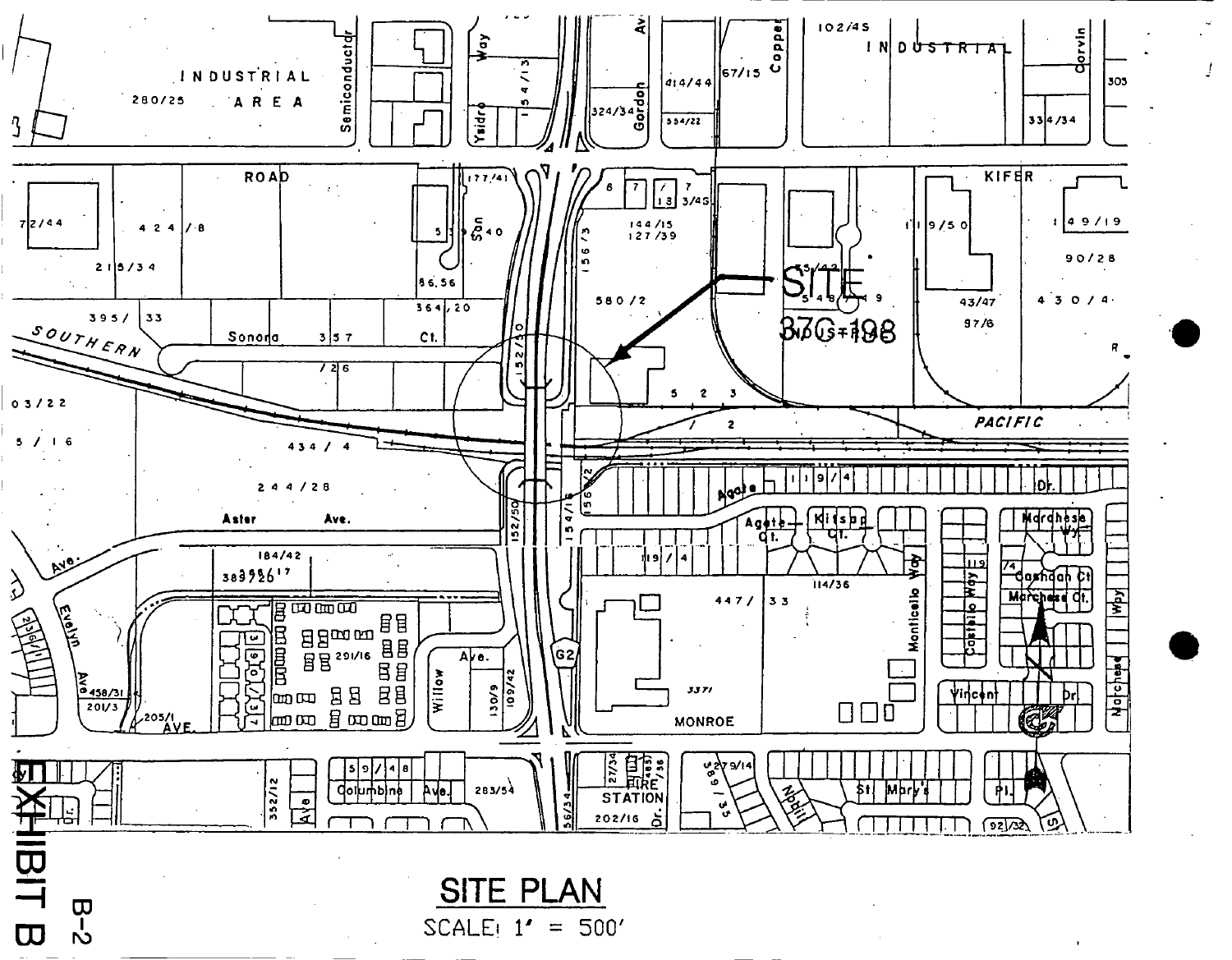# SITE PLAN

SCALE: 1' = 500'

EXHIBIT B

B-2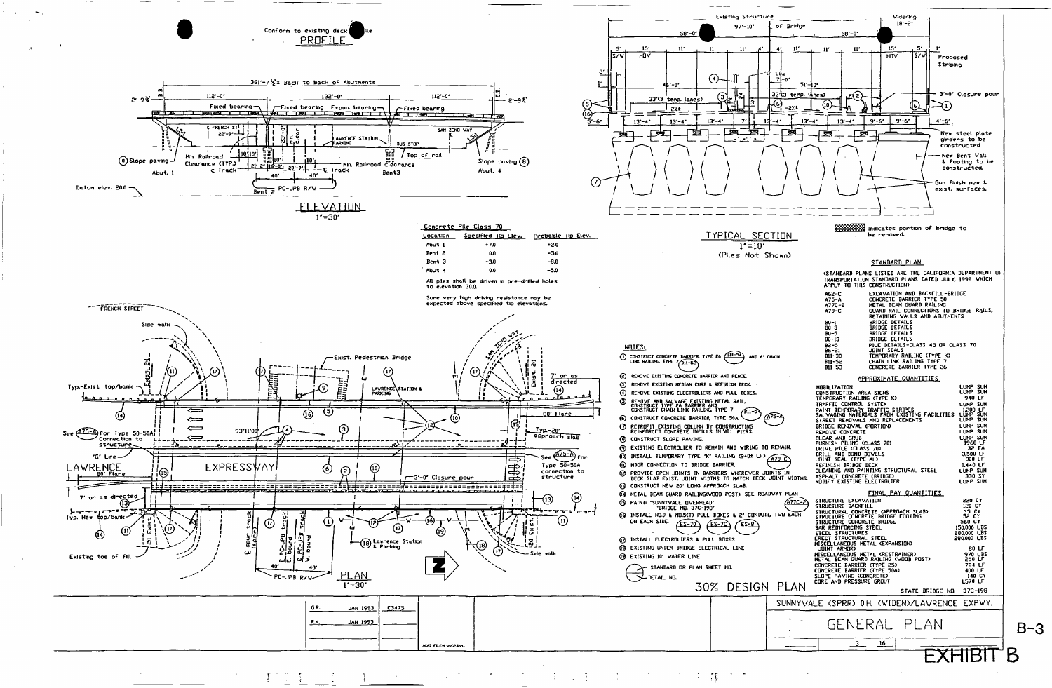## PROFILE

Conform to existing deck profile

## ELEVATION

1"=30'

361'-7 ½"± Back to back of Abutments

2'-9 ¾" | 112'-0" | 132'-0" | 112'-0" | 2'-9 ¾"

Fixed bearing — Fixed bearing — Expan. bearing — Fixed bearing

℄ FRENCH ST. 22'-9" — LAWRENCE STATION PARKING — BUS STOP — SAN ZENO WAY — Top of rail

(8) Slope paving — Min. Railroad Clearance (TYP.) — ℄ Track — Min. Railroad clearance — ℄ Track — Slope paving (8)

Abut. 1 — Bent 2 — Bent3 — Abut. 4

PC-JPB R/W — 40' — 40'

Datum elev. 20.0

| Concrete Pile Class 70 | | |
|---|---|---|
| Location | Specified Tip Elev. | Probable Tip Elev. |
| Abut 1 | +7.0 | +2.0 |
| Bent 2 | 0.0 | -5.0 |
| Bent 3 | -3.0 | -8.0 |
| Abut 4 | 0.0 | -5.0 |

All piles shall be driven in pre-drilled holes to elevation 30.0.

Some very high driving resistance may be expected above specified tip elevations.

## TYPICAL SECTION

1"=10'

(Piles Not Shown)

Existing Structure — Widening 18'-2"

97'-10" — ℄ of Bridge — 58'-0" — 58'-0"

5' S/W | 15' HOV | 11' | 11' | 11' | 4' | 4' | 11' | 11' | 11' | 15' HOV | 5' S/W | 1'

"G" Line 7'-0" — 45'-0" — 51'-10" — 33'(3 temp. lanes) — 33'(3 temp. lanes)

13'-4" | 13'-4" | 13'-4" | 7' | 13'-4" | 13'-4" | 13'-4" | 9'-6" | 9'-6" | 4'-6"

Proposed Striping — 3'-0" Closure pour — New steel plate girders to be constructed — New Bent Wall & Footing to be constructed. — Gun finish new & exist. surfaces.

▒ Indicates portion of bridge to be removed.

## PLAN

1"=30'

FRENCH STREET — SAN ZENO WAY — LAWRENCE EXPRESSWAY — Exist. Pedestrian Bridge — LAWRENCE STATION & PARKING — 80' Flare — Typ.-20' approach slab — 93°11'00" — See (A75-A) for Type 50-50A Connection to structure — "G" Line — 3'-0" Closure pour — (18) Lawrence Station & Parking — Side walk — Typ.-Exist. top/bank — Typ. New top/bank — Existing toe of fill — 7' or as directed — ℄ Spur track (SPRR) — ℄ PC-JPB track E. bound — ℄ PC-JPB track W. bound — PC-JPB R/W — 40' — 40'

## NOTES:

1. CONSTRUCT CONCRETE BARRIER TYPE 26 (B11-53) AND 6' CHAIN LINK RAILING TYPE 7 (B11-52)
2. REMOVE EXISTING CONCRETE BARRIER AND FENCE.
3. REMOVE EXISTING MEDIAN CURB & REFINISH DECK.
4. REMOVE EXISTING ELECTROLIERS AND PULL BOXES.
5. REMOVE AND SALVAGE EXISTING METAL RAIL. CONSTRUCT TYPE 26 BARRIER AND CONSTRUCT CHAIN LINK RAILING TYPE 7 (B11-53)
6. CONSTRUCT CONCRETE BARRIER, TYPE 50A. (A75-A)
7. RETROFIT EXISTING COLUMN BY CONSTRUCTING REINFORCED CONCRETE INFILLS IN ALL PIERS.
8. CONSTRUCT SLOPE PAVING.
9. EXISTING ELECTROLIER TO REMAIN AND WIRING TO REMAIN.
10. INSTALL TEMPORARY TYPE "K" RAILING (940± LF) (A79-C)
11. MBGR CONNECTION TO BRIDGE BARRIER.
12. PROVIDE OPEN JOINTS IN BARRIERS WHEREVER JOINTS IN DECK SLAB EXIST. JOINT WIDTHS TO MATCH DECK JOINT WIDTHS.
13. CONSTRUCT NEW 20' LONG APPROACH SLAB.
14. METAL BEAM GUARD RAILING(WOOD POST). SEE ROADWAY PLAN
15. PAINT: 'SUNNYVALE OVERHEAD' 'BRIDGE NO. 37C-198' (A77C-2)
16. INSTALL NO.9 & NO.5(T) PULL BOXES & 2" CONDUIT, TWO EACH ON EACH SIDE. (ES-7B) (ES-7C) (ES-8)
17. INSTALL ELECTROLIERS & PULL BOXES
18. EXISTING UNDER BRIDGE ELECTRICAL LINE
19. EXISTING 10" WATER LINE

STANDARD OR PLAN SHEET NO. / DETAIL NO.

## STANDARD PLAN

(STANDARD PLANS LISTED ARE THE CALIFORNIA DEPARTMENT OF TRANSPORTATION STANDARD PLANS DATED JULY, 1992 WHICH APPLY TO THIS CONSTRUCTION).

| | |
|---|---|
| A62-C | EXCAVATION AND BACKFILL-BRIDGE |
| A75-A | CONCRETE BARRIER TYPE 50 |
| A77C-2 | METAL BEAM GUARD RAILING |
| A79-C | GUARD RAIL CONNECTIONS TO BRIDGE RAILS, RETAINING WALLS AND ABUTMENTS |
| B0-1 | BRIDGE DETAILS |
| B0-3 | BRIDGE DETAILS |
| B0-5 | BRIDGE DETAILS |
| B0-13 | BRIDGE DETAILS |
| B2-5 | PILE DETAILS-CLASS 45 OR CLASS 70 |
| B6-21 | JOINT SEALS |
| B11-30 | TEMPORARY RAILING (TYPE K) |
| B11-52 | CHAIN LINK RAILING TYPE 7 |
| B11-53 | CONCRETE BARRIER TYPE 26 |

## APPROXIMATE QUANTITIES

| | |
|---|---|
| MOBILIZATION | LUMP SUM |
| CONSTRUCTION AREA SIGNS | LUMP SUM |
| TEMPORARY RAILING (TYPE K) | 940 LF |
| TRAFFIC CONTROL SYSTEM | LUMP SUM |
| PAINT TEMPORARY TRAFFIC STRIPES | 1200 LF |
| SALVAGING MATERIALS FROM EXISTING FACILITIES | LUMP SUM |
| STREET REMOVALS AND REPLACEMENTS | LUMP SUM |
| BRIDGE REMOVAL (PORTION) | LUMP SUM |
| REMOVE CONCRETE | LUMP SUM |
| CLEAR AND GRUB | LUMP SUM |
| FURNISH PILING (CLASS 70) | 1960 LF |
| DRIVE PILE (CLASS 70) | 32 EA |
| DRILL AND BOND DOWELS | 3,500 LF |
| JOINT SEAL (TYPE A) | 800 LF |
| REFINISH BRIDGE DECK | 1,440 LF |
| CLEANING AND PAINTING STRUCTURAL STEEL | LUMP SUM |
| ASPHALT CONCRETE (BRIDGE) | 330 SY |
| MODIFY EXISTING ELECTROLIER | LUMP SUM |

## FINAL PAY QUANTITIES

| | |
|---|---|
| STRUCTURE EXCAVATION | 220 CY |
| STRUCTURE BACKFILL | 120 CY |
| STRUCTURAL CONCRETE (APPROACH SLAB) | 35 CY |
| STRUCTURE CONCRETE BRIDGE FOOTING | 52 CY |
| STRUCTURE CONCRETE BRIDGE | 560 CY |
| BAR REINFORCING STEEL | 150,000 LBS |
| STEEL STRUCTURES | 280,000 LBS |
| ERECT STRUCTURAL STEEL | 280,000 LBS |
| MISCELLANEOUS METAL (EXPANSION) JOINT ARMOR) | 80 LF |
| MISCELLANEOUS METAL (RESTRAINER) | 970 LBS |
| METAL BEAM GUARD RAILING (WOOD POST) | 250 LF |
| CONCRETE BARRIER (TYPE 25) | 784 LF |
| CONCRETE BARRIER (TYPE 50A) | 400 LF |
| SLOPE PAVING (CONCRETE) | 140 CY |
| CORE AND PRESSURE GROUT | 1,570 LF |

30% DESIGN PLAN

STATE BRIDGE NO. 37C-198

| | | |
|---|---|---|
| G.R. | JAN 1993 | C3475 |
| R.K. | JAN 1993 | |

SUNNYVALE (SPRR) O.H. (WIDEN)/LAWRENCE EXPWY.

GENERAL PLAN

3 — 16

B-3

EXHIBIT B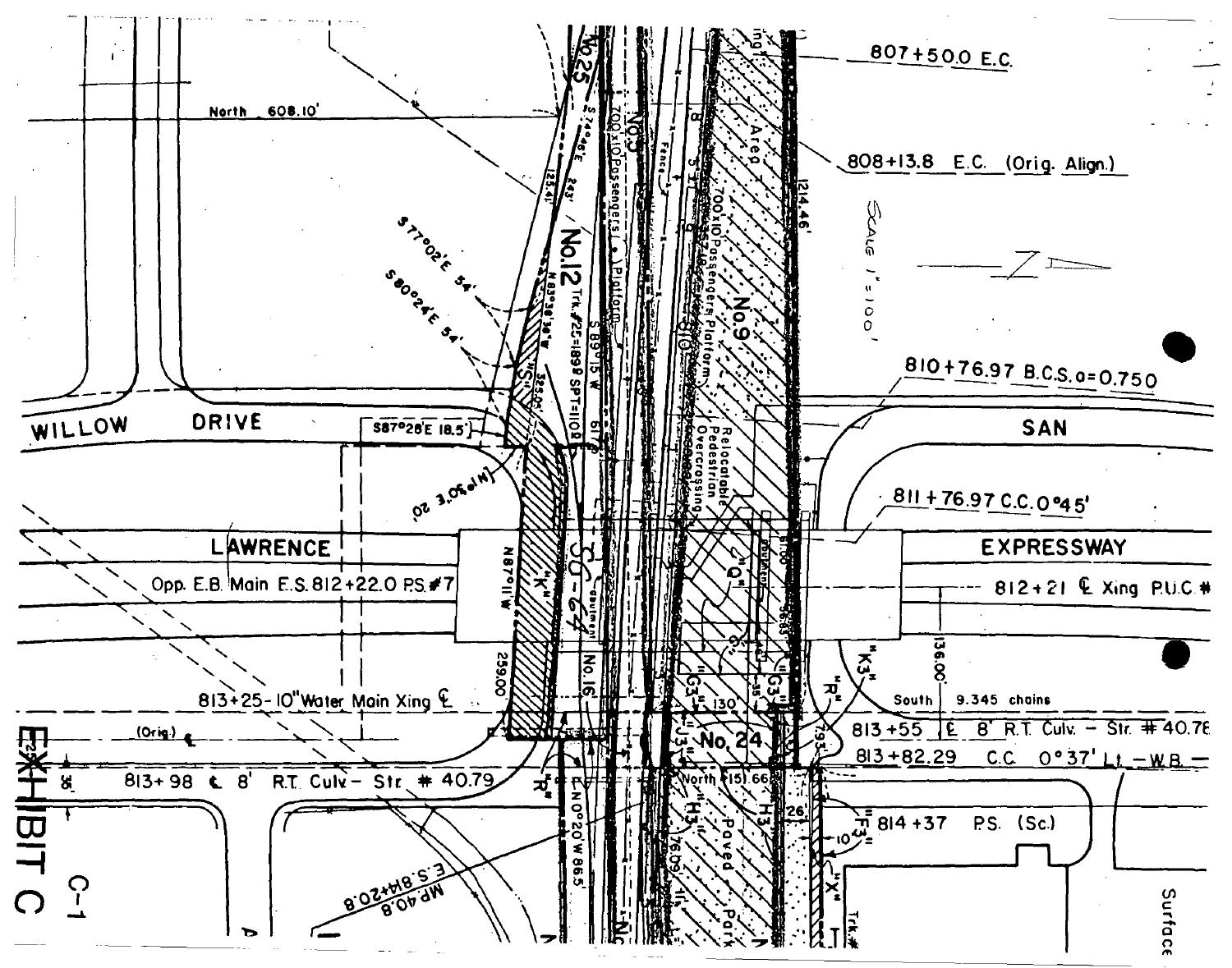# EXHIBIT C

C-1

SCALE 1" = 100'

807+50.0 E.C.

808+13.8 E.C. (Orig. Align.)

810+76.97 B.C.S. a=0.750

811+76.97 C.C. 0°45'

812+21 ℄ Xing P.U.C. #

813+25 - 10" Water Main Xing ℄

813+55 ℄ 8' R.T. Culv. - Str. # 40.78

813+82.29 C.C. 0°37' Lt. - W.B.

813+98 ℄ 8' R.T. Culv - Str. # 40.79

814+37 P.S. (Sc.)

Opp. E.B. Main E.S. 812+22.0 P.S. #7

E.S. 814+20.8 MP 40.8

WILLOW DRIVE

SAN

LAWRENCE EXPRESSWAY

North 608.10'

South 9.345 chains

No. 25

No. 12

No. 9

No. 16

No. 24

SG-64

700'x10' Passengers Platform

Relocatable Pedestrian Overcrossing

Paved Park

Trk. #25=1899' SPT=1101'

S 77°02' E 54'

S 80°24' E 54'

S 87°28' E 18.5'

N 87°11' W

N 0°20' W 86.5'

S 89°15' W

N 83°38' W

1214.46'

125.41'

136.00'

259.00

"S"

"K"

"Q"

"G3"

"J3"

"H3"

"K3"

"R"

"F3"

"X"

Surface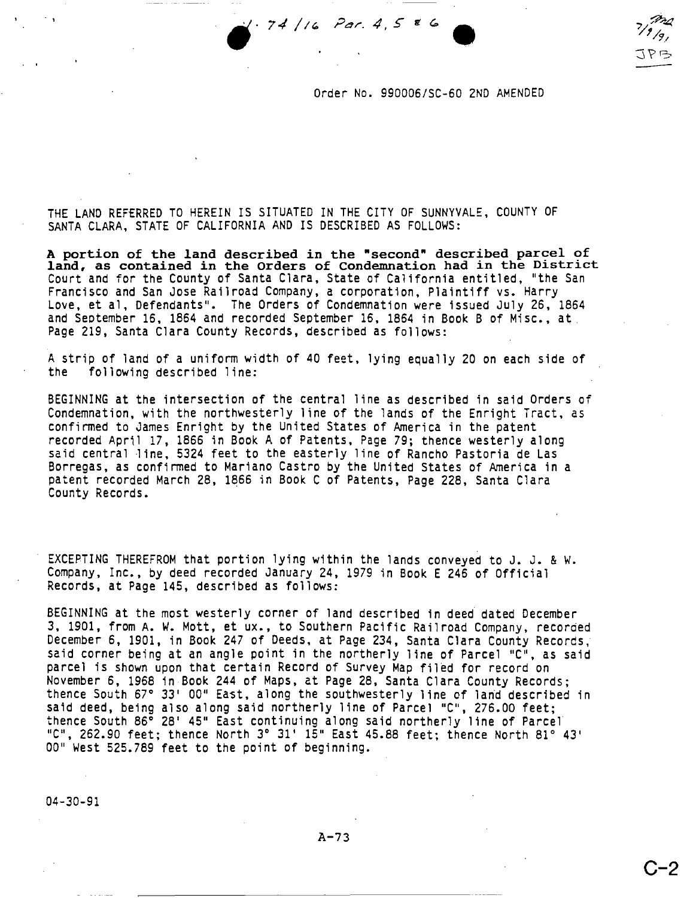1.74/16 Par. 4, 5 & 6

7/9/91
JPB

Order No. 990006/SC-60 2ND AMENDED

THE LAND REFERRED TO HEREIN IS SITUATED IN THE CITY OF SUNNYVALE, COUNTY OF SANTA CLARA, STATE OF CALIFORNIA AND IS DESCRIBED AS FOLLOWS:

**A portion of the land described in the "second" described parcel of land, as contained in the Orders of Condemnation had in the District** Court and for the County of Santa Clara, State of California entitled, "the San Francisco and San Jose Railroad Company, a corporation, Plaintiff vs. Harry Love, et al, Defendants". The Orders of Condemnation were issued July 26, 1864 and September 16, 1864 and recorded September 16, 1864 in Book B of Misc., at Page 219, Santa Clara County Records, described as follows:

A strip of land of a uniform width of 40 feet, lying equally 20 on each side of the following described line:

BEGINNING at the intersection of the central line as described in said Orders of Condemnation, with the northwesterly line of the lands of the Enright Tract, as confirmed to James Enright by the United States of America in the patent recorded April 17, 1866 in Book A of Patents, Page 79; thence westerly along said central line, 5324 feet to the easterly line of Rancho Pastoria de Las Borregas, as confirmed to Mariano Castro by the United States of America in a patent recorded March 28, 1866 in Book C of Patents, Page 228, Santa Clara County Records.

EXCEPTING THEREFROM that portion lying within the lands conveyed to J. J. & W. Company, Inc., by deed recorded January 24, 1979 in Book E 246 of Official Records, at Page 145, described as follows:

BEGINNING at the most westerly corner of land described in deed dated December 3, 1901, from A. W. Mott, et ux., to Southern Pacific Railroad Company, recorded December 6, 1901, in Book 247 of Deeds, at Page 234, Santa Clara County Records, said corner being at an angle point in the northerly line of Parcel "C", as said parcel is shown upon that certain Record of Survey Map filed for record on November 6, 1968 in Book 244 of Maps, at Page 28, Santa Clara County Records; thence South 67° 33' 00" East, along the southwesterly line of land described in said deed, being also along said northerly line of Parcel "C", 276.00 feet; thence South 86° 28' 45" East continuing along said northerly line of Parcel "C", 262.90 feet; thence North 3° 31' 15" East 45.88 feet; thence North 81° 43' 00" West 525.789 feet to the point of beginning.

04-30-91

A-73

C-2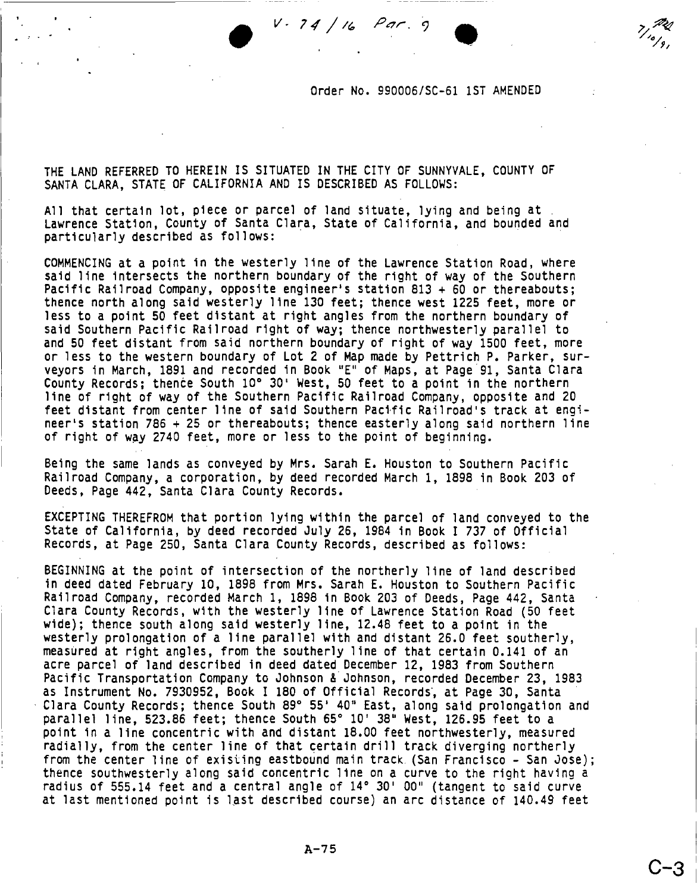V. 74 / 16 Par. 9

7/10/91

Order No. 990006/SC-61 1ST AMENDED

THE LAND REFERRED TO HEREIN IS SITUATED IN THE CITY OF SUNNYVALE, COUNTY OF SANTA CLARA, STATE OF CALIFORNIA AND IS DESCRIBED AS FOLLOWS:

All that certain lot, piece or parcel of land situate, lying and being at Lawrence Station, County of Santa Clara, State of California, and bounded and particularly described as follows:

COMMENCING at a point in the westerly line of the Lawrence Station Road, where said line intersects the northern boundary of the right of way of the Southern Pacific Railroad Company, opposite engineer's station 813 + 60 or thereabouts; thence north along said westerly line 130 feet; thence west 1225 feet, more or less to a point 50 feet distant at right angles from the northern boundary of said Southern Pacific Railroad right of way; thence northwesterly parallel to and 50 feet distant from said northern boundary of right of way 1500 feet, more or less to the western boundary of Lot 2 of Map made by Pettrich P. Parker, surveyors in March, 1891 and recorded in Book "E" of Maps, at Page 91, Santa Clara County Records; thence South 10° 30' West, 50 feet to a point in the northern line of right of way of the Southern Pacific Railroad Company, opposite and 20 feet distant from center line of said Southern Pacific Railroad's track at engineer's station 786 + 25 or thereabouts; thence easterly along said northern line of right of way 2740 feet, more or less to the point of beginning.

Being the same lands as conveyed by Mrs. Sarah E. Houston to Southern Pacific Railroad Company, a corporation, by deed recorded March 1, 1898 in Book 203 of Deeds, Page 442, Santa Clara County Records.

EXCEPTING THEREFROM that portion lying within the parcel of land conveyed to the State of California, by deed recorded July 26, 1984 in Book I 737 of Official Records, at Page 250, Santa Clara County Records, described as follows:

BEGINNING at the point of intersection of the northerly line of land described in deed dated February 10, 1898 from Mrs. Sarah E. Houston to Southern Pacific Railroad Company, recorded March 1, 1898 in Book 203 of Deeds, Page 442, Santa Clara County Records, with the westerly line of Lawrence Station Road (50 feet wide); thence south along said westerly line, 12.48 feet to a point in the westerly prolongation of a line parallel with and distant 26.0 feet southerly, measured at right angles, from the southerly line of that certain 0.141 of an acre parcel of land described in deed dated December 12, 1983 from Southern Pacific Transportation Company to Johnson & Johnson, recorded December 23, 1983 as Instrument No. 7930952, Book I 180 of Official Records, at Page 30, Santa Clara County Records; thence South 89° 55' 40" East, along said prolongation and parallel line, 523.86 feet; thence South 65° 10' 38" West, 126.95 feet to a point in a line concentric with and distant 18.00 feet northwesterly, measured radially, from the center line of that certain drill track diverging northerly from the center line of existing eastbound main track (San Francisco - San Jose); thence southwesterly along said concentric line on a curve to the right having a radius of 555.14 feet and a central angle of 14° 30' 00" (tangent to said curve at last mentioned point is last described course) an arc distance of 140.49 feet

A-75

C-3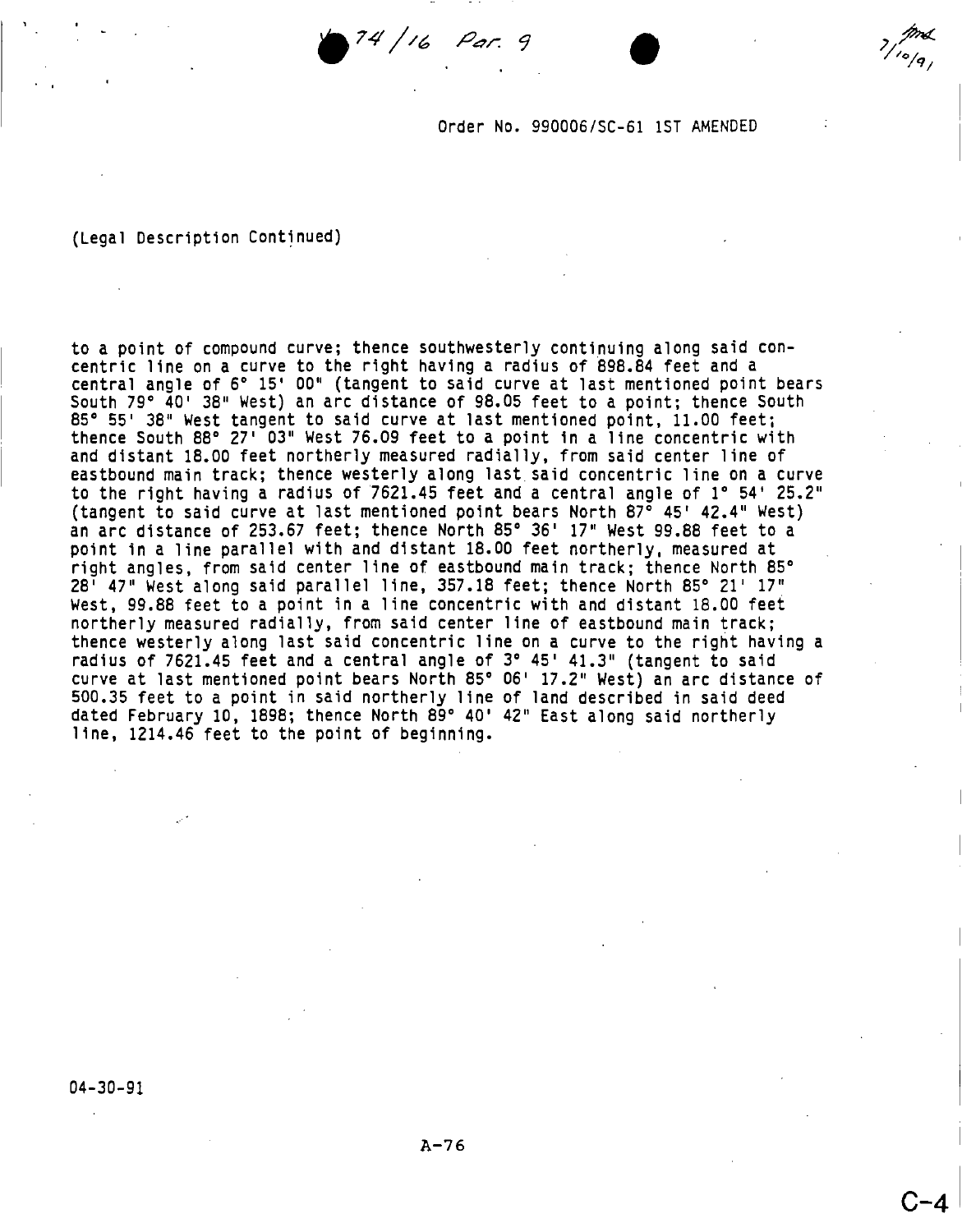74/16 Par. 9

Order No. 990006/SC-61 1ST AMENDED

(Legal Description Continued)

to a point of compound curve; thence southwesterly continuing along said concentric line on a curve to the right having a radius of 898.84 feet and a central angle of 6° 15' 00" (tangent to said curve at last mentioned point bears South 79° 40' 38" West) an arc distance of 98.05 feet to a point; thence South 85° 55' 38" West tangent to said curve at last mentioned point, 11.00 feet; thence South 88° 27' 03" West 76.09 feet to a point in a line concentric with and distant 18.00 feet northerly measured radially, from said center line of eastbound main track; thence westerly along last said concentric line on a curve to the right having a radius of 7621.45 feet and a central angle of 1° 54' 25.2" (tangent to said curve at last mentioned point bears North 87° 45' 42.4" West) an arc distance of 253.67 feet; thence North 85° 36' 17" West 99.88 feet to a point in a line parallel with and distant 18.00 feet northerly, measured at right angles, from said center line of eastbound main track; thence North 85° 28' 47" West along said parallel line, 357.18 feet; thence North 85° 21' 17" West, 99.88 feet to a point in a line concentric with and distant 18.00 feet northerly measured radially, from said center line of eastbound main track; thence westerly along last said concentric line on a curve to the right having a radius of 7621.45 feet and a central angle of 3° 45' 41.3" (tangent to said curve at last mentioned point bears North 85° 06' 17.2" West) an arc distance of 500.35 feet to a point in said northerly line of land described in said deed dated February 10, 1898; thence North 89° 40' 42" East along said northerly line, 1214.46 feet to the point of beginning.

04-30-91

A-76

C-4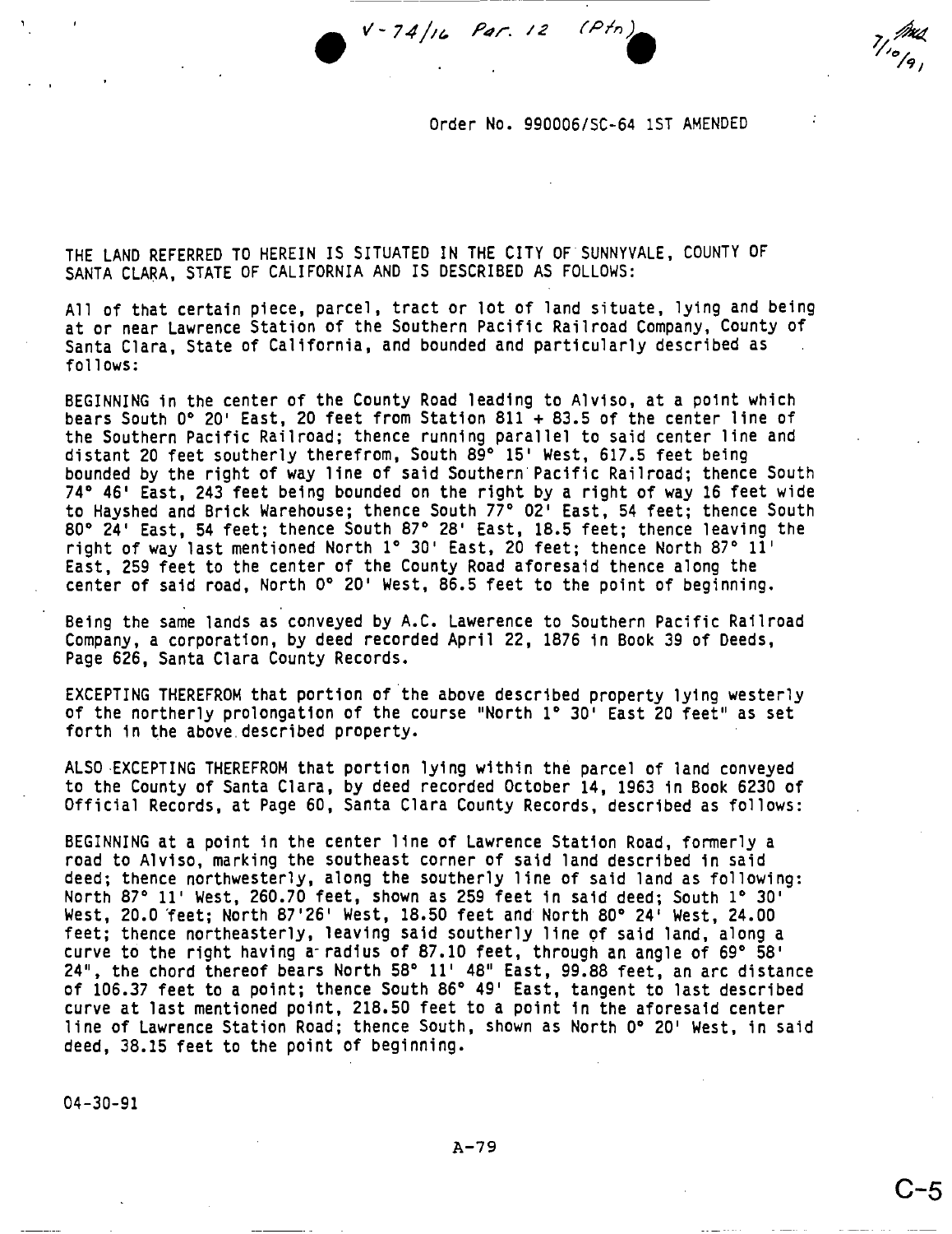V-74/16 Par. 12 (Ptn)

7/10/91

Order No. 990006/SC-64 1ST AMENDED

THE LAND REFERRED TO HEREIN IS SITUATED IN THE CITY OF SUNNYVALE, COUNTY OF SANTA CLARA, STATE OF CALIFORNIA AND IS DESCRIBED AS FOLLOWS:

All of that certain piece, parcel, tract or lot of land situate, lying and being at or near Lawrence Station of the Southern Pacific Railroad Company, County of Santa Clara, State of California, and bounded and particularly described as follows:

BEGINNING in the center of the County Road leading to Alviso, at a point which bears South 0° 20' East, 20 feet from Station 811 + 83.5 of the center line of the Southern Pacific Railroad; thence running parallel to said center line and distant 20 feet southerly therefrom, South 89° 15' West, 617.5 feet being bounded by the right of way line of said Southern Pacific Railroad; thence South 74° 46' East, 243 feet being bounded on the right by a right of way 16 feet wide to Hayshed and Brick Warehouse; thence South 77° 02' East, 54 feet; thence South 80° 24' East, 54 feet; thence South 87° 28' East, 18.5 feet; thence leaving the right of way last mentioned North 1° 30' East, 20 feet; thence North 87° 11' East, 259 feet to the center of the County Road aforesaid thence along the center of said road, North 0° 20' West, 86.5 feet to the point of beginning.

Being the same lands as conveyed by A.C. Lawerence to Southern Pacific Railroad Company, a corporation, by deed recorded April 22, 1876 in Book 39 of Deeds, Page 626, Santa Clara County Records.

EXCEPTING THEREFROM that portion of the above described property lying westerly of the northerly prolongation of the course "North 1° 30' East 20 feet" as set forth in the above described property.

ALSO EXCEPTING THEREFROM that portion lying within the parcel of land conveyed to the County of Santa Clara, by deed recorded October 14, 1963 in Book 6230 of Official Records, at Page 60, Santa Clara County Records, described as follows:

BEGINNING at a point in the center line of Lawrence Station Road, formerly a road to Alviso, marking the southeast corner of said land described in said deed; thence northwesterly, along the southerly line of said land as following: North 87° 11' West, 260.70 feet, shown as 259 feet in said deed; South 1° 30' West, 20.0 feet; North 87'26' West, 18.50 feet and North 80° 24' West, 24.00 feet; thence northeasterly, leaving said southerly line of said land, along a curve to the right having a radius of 87.10 feet, through an angle of 69° 58' 24", the chord thereof bears North 58° 11' 48" East, 99.88 feet, an arc distance of 106.37 feet to a point; thence South 86° 49' East, tangent to last described curve at last mentioned point, 218.50 feet to a point in the aforesaid center line of Lawrence Station Road; thence South, shown as North 0° 20' West, in said deed, 38.15 feet to the point of beginning.

04-30-91

A-79

C-5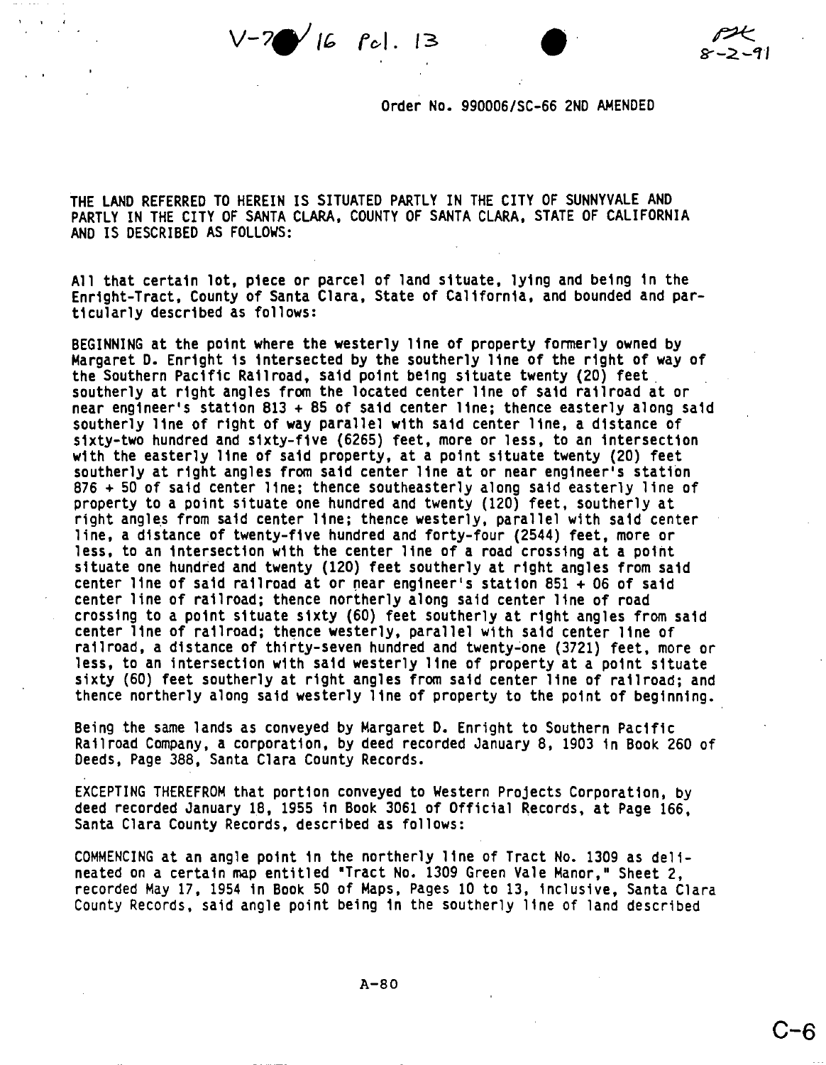V-7 /16 Pcl. 13

8-2-91

Order No. 990006/SC-66 2ND AMENDED

THE LAND REFERRED TO HEREIN IS SITUATED PARTLY IN THE CITY OF SUNNYVALE AND PARTLY IN THE CITY OF SANTA CLARA, COUNTY OF SANTA CLARA, STATE OF CALIFORNIA AND IS DESCRIBED AS FOLLOWS:

All that certain lot, piece or parcel of land situate, lying and being in the Enright-Tract, County of Santa Clara, State of California, and bounded and particularly described as follows:

BEGINNING at the point where the westerly line of property formerly owned by Margaret D. Enright is intersected by the southerly line of the right of way of the Southern Pacific Railroad, said point being situate twenty (20) feet southerly at right angles from the located center line of said railroad at or near engineer's station 813 + 85 of said center line; thence easterly along said southerly line of right of way parallel with said center line, a distance of sixty-two hundred and sixty-five (6265) feet, more or less, to an intersection with the easterly line of said property, at a point situate twenty (20) feet southerly at right angles from said center line at or near engineer's station 876 + 50 of said center line; thence southeasterly along said easterly line of property to a point situate one hundred and twenty (120) feet, southerly at right angles from said center line; thence westerly, parallel with said center line, a distance of twenty-five hundred and forty-four (2544) feet, more or less, to an intersection with the center line of a road crossing at a point situate one hundred and twenty (120) feet southerly at right angles from said center line of said railroad at or near engineer's station 851 + 06 of said center line of railroad; thence northerly along said center line of road crossing to a point situate sixty (60) feet southerly at right angles from said center line of railroad; thence westerly, parallel with said center line of railroad, a distance of thirty-seven hundred and twenty-one (3721) feet, more or less, to an intersection with said westerly line of property at a point situate sixty (60) feet southerly at right angles from said center line of railroad; and thence northerly along said westerly line of property to the point of beginning.

Being the same lands as conveyed by Margaret D. Enright to Southern Pacific Railroad Company, a corporation, by deed recorded January 8, 1903 in Book 260 of Deeds, Page 388, Santa Clara County Records.

EXCEPTING THEREFROM that portion conveyed to Western Projects Corporation, by deed recorded January 18, 1955 in Book 3061 of Official Records, at Page 166, Santa Clara County Records, described as follows:

COMMENCING at an angle point in the northerly line of Tract No. 1309 as delineated on a certain map entitled "Tract No. 1309 Green Vale Manor," Sheet 2, recorded May 17, 1954 in Book 50 of Maps, Pages 10 to 13, inclusive, Santa Clara County Records, said angle point being in the southerly line of land described

A-80

C-6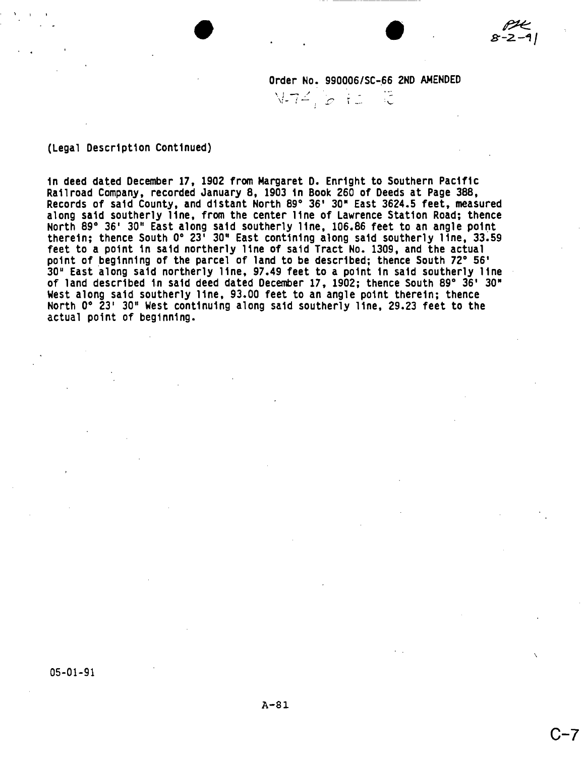Order No. 990006/SC-66 2ND AMENDED

(Legal Description Continued)

in deed dated December 17, 1902 from Margaret D. Enright to Southern Pacific Railroad Company, recorded January 8, 1903 in Book 260 of Deeds at Page 388, Records of said County, and distant North 89° 36' 30" East 3624.5 feet, measured along said southerly line, from the center line of Lawrence Station Road; thence North 89° 36' 30" East along said southerly line, 106.86 feet to an angle point therein; thence South 0° 23' 30" East contining along said southerly line, 33.59 feet to a point in said northerly line of said Tract No. 1309, and the actual point of beginning of the parcel of land to be described; thence South 72° 56' 30" East along said northerly line, 97.49 feet to a point in said southerly line of land described in said deed dated December 17, 1902; thence South 89° 36' 30" West along said southerly line, 93.00 feet to an angle point therein; thence North 0° 23' 30" West continuing along said southerly line, 29.23 feet to the actual point of beginning.

05-01-91

A-81

C-7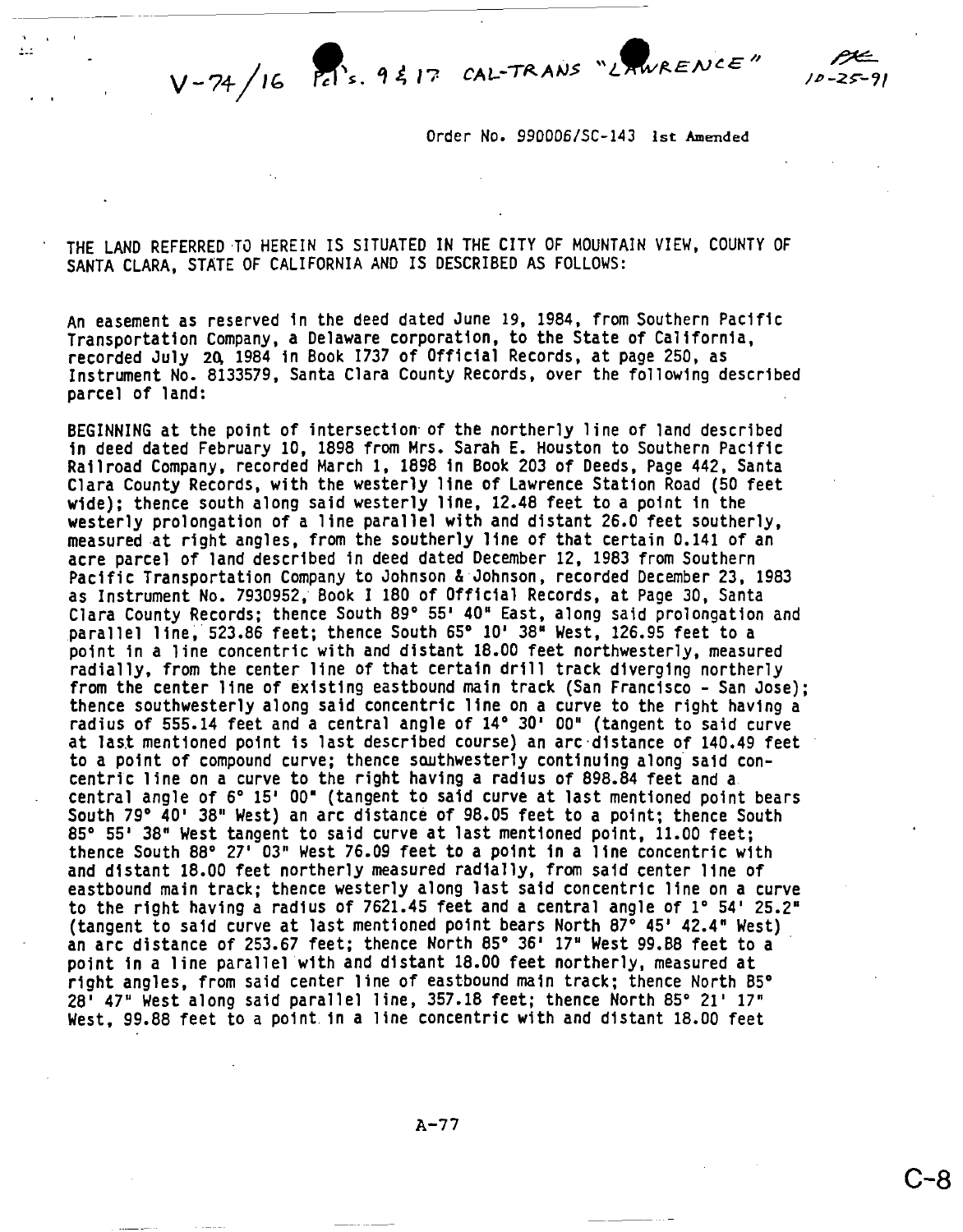V-74/16 Pcl's. 9 & 17 CAL-TRANS "LAWRENCE" PKE 10-25-91

Order No. 990006/SC-143 1st Amended

THE LAND REFERRED TO HEREIN IS SITUATED IN THE CITY OF MOUNTAIN VIEW, COUNTY OF SANTA CLARA, STATE OF CALIFORNIA AND IS DESCRIBED AS FOLLOWS:

An easement as reserved in the deed dated June 19, 1984, from Southern Pacific Transportation Company, a Delaware corporation, to the State of California, recorded July 20, 1984 in Book 1737 of Official Records, at page 250, as Instrument No. 8133579, Santa Clara County Records, over the following described parcel of land:

BEGINNING at the point of intersection of the northerly line of land described in deed dated February 10, 1898 from Mrs. Sarah E. Houston to Southern Pacific Railroad Company, recorded March 1, 1898 in Book 203 of Deeds, Page 442, Santa Clara County Records, with the westerly line of Lawrence Station Road (50 feet wide); thence south along said westerly line, 12.48 feet to a point in the westerly prolongation of a line parallel with and distant 26.0 feet southerly, measured at right angles, from the southerly line of that certain 0.141 of an acre parcel of land described in deed dated December 12, 1983 from Southern Pacific Transportation Company to Johnson & Johnson, recorded December 23, 1983 as Instrument No. 7930952, Book I 180 of Official Records, at Page 30, Santa Clara County Records; thence South 89° 55' 40" East, along said prolongation and parallel line, 523.86 feet; thence South 65° 10' 38" West, 126.95 feet to a point in a line concentric with and distant 18.00 feet northwesterly, measured radially, from the center line of that certain drill track diverging northerly from the center line of existing eastbound main track (San Francisco - San Jose); thence southwesterly along said concentric line on a curve to the right having a radius of 555.14 feet and a central angle of 14° 30' 00" (tangent to said curve at last mentioned point is last described course) an arc distance of 140.49 feet to a point of compound curve; thence southwesterly continuing along said concentric line on a curve to the right having a radius of 898.84 feet and a central angle of 6° 15' 00" (tangent to said curve at last mentioned point bears South 79° 40' 38" West) an arc distance of 98.05 feet to a point; thence South 85° 55' 38" West tangent to said curve at last mentioned point, 11.00 feet; thence South 88° 27' 03" West 76.09 feet to a point in a line concentric with and distant 18.00 feet northerly measured radially, from said center line of eastbound main track; thence westerly along last said concentric line on a curve to the right having a radius of 7621.45 feet and a central angle of 1° 54' 25.2" (tangent to said curve at last mentioned point bears North 87° 45' 42.4" West) an arc distance of 253.67 feet; thence North 85° 36' 17" West 99.88 feet to a point in a line parallel with and distant 18.00 feet northerly, measured at right angles, from said center line of eastbound main track; thence North 85° 28' 47" West along said parallel line, 357.18 feet; thence North 85° 21' 17" West, 99.88 feet to a point in a line concentric with and distant 18.00 feet

C-8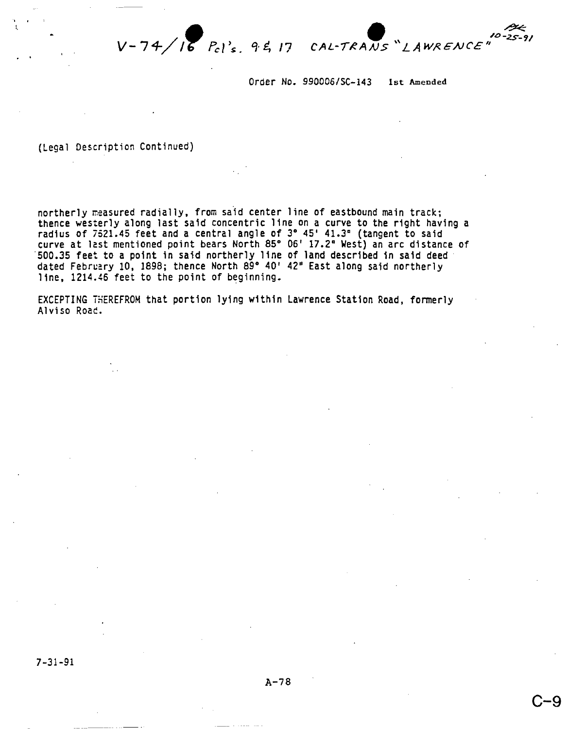V-74/16 Pcl's. 9 & 17 CAL-TRANS "LAWRENCE" 10-25-91

Order No. 990006/SC-143 1st Amended

(Legal Description Continued)

northerly measured radially, from said center line of eastbound main track; thence westerly along last said concentric line on a curve to the right having a radius of 7521.45 feet and a central angle of 3° 45' 41.3" (tangent to said curve at last mentioned point bears North 85° 06' 17.2" West) an arc distance of 500.35 feet to a point in said northerly line of land described in said deed dated February 10, 1898; thence North 89° 40' 42" East along said northerly line, 1214.46 feet to the point of beginning.

EXCEPTING THEREFROM that portion lying within Lawrence Station Road, formerly Alviso Road.

7-31-91

A-78

C-9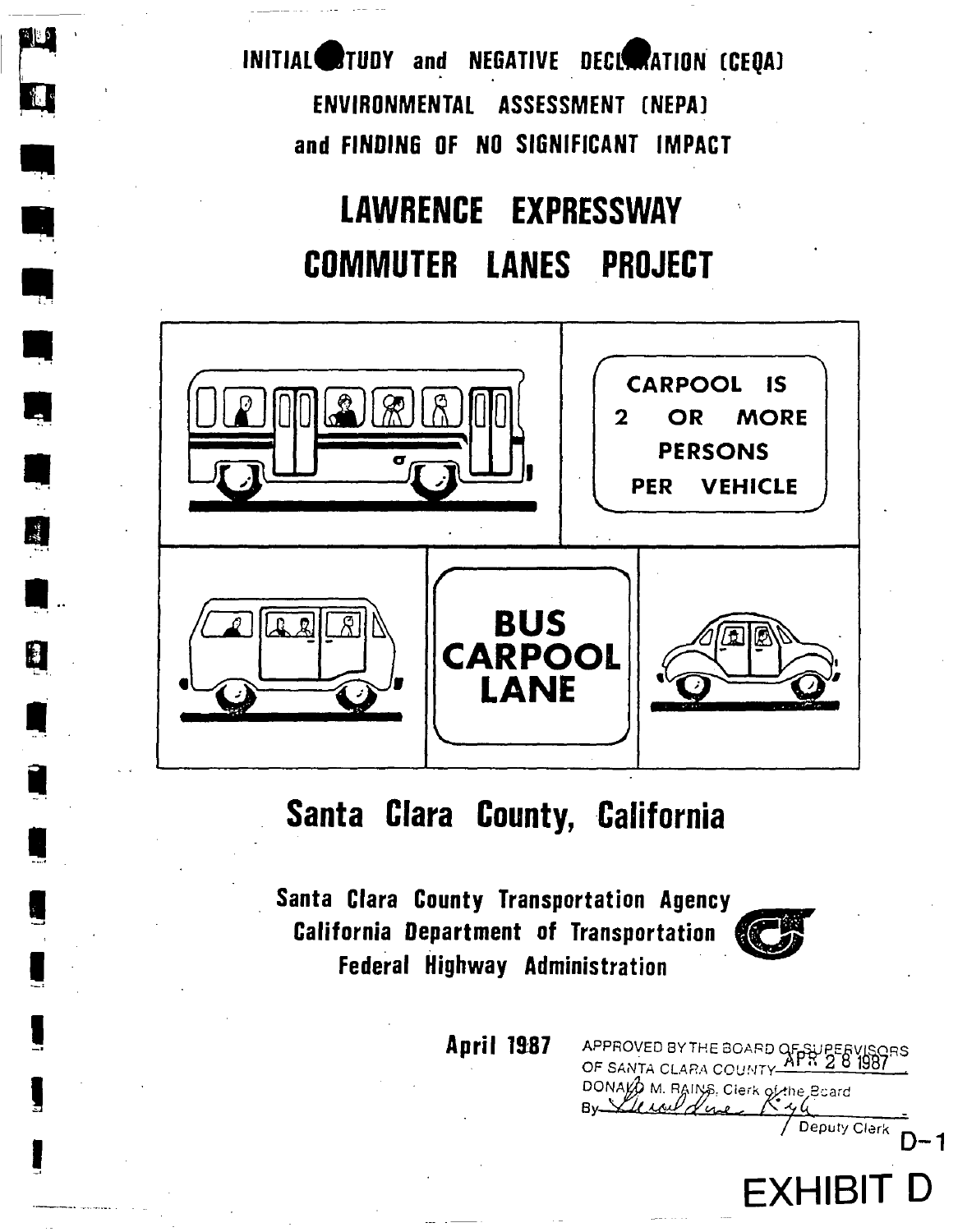INITIAL STUDY and NEGATIVE DECLARATION (CEQA)

ENVIRONMENTAL ASSESSMENT (NEPA)

and FINDING OF NO SIGNIFICANT IMPACT

# LAWRENCE EXPRESSWAY COMMUTER LANES PROJECT

CARPOOL IS 2 OR MORE PERSONS PER VEHICLE

BUS CARPOOL LANE

## Santa Clara County, California

**Santa Clara County Transportation Agency**
**California Department of Transportation**
**Federal Highway Administration**

**April 1987**

APPROVED BY THE BOARD OF SUPERVISORS OF SANTA CLARA COUNTY APR 28 1987

DONALD M. RAINS, Clerk of the Board

By ______ Deputy Clerk

D-1

# EXHIBIT D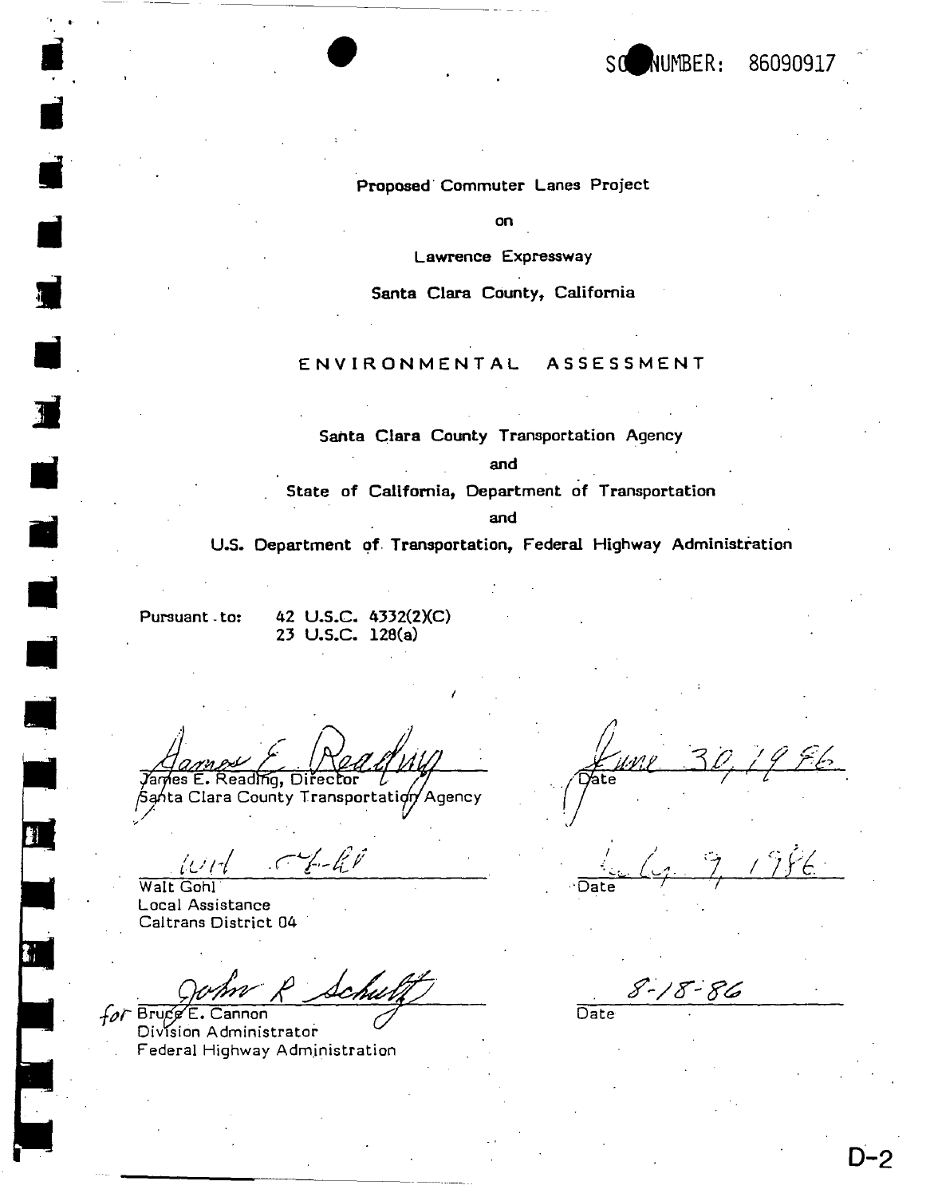SCH NUMBER: 86090917

Proposed Commuter Lanes Project

on

Lawrence Expressway

Santa Clara County, California

# ENVIRONMENTAL ASSESSMENT

Santa Clara County Transportation Agency

and

State of California, Department of Transportation

and

U.S. Department of Transportation, Federal Highway Administration

Pursuant to: 42 U.S.C. 4332(2)(C)
23 U.S.C. 128(a)

James E. Reading
James E. Reading, Director
Santa Clara County Transportation Agency

June 30, 1986
Date

Walt Gohl
Walt Gohl
Local Assistance
Caltrans District 04

July 9, 1986
Date

John R Schultz
for Bruce E. Cannon
Division Administrator
Federal Highway Administration

8-18-86
Date

D-2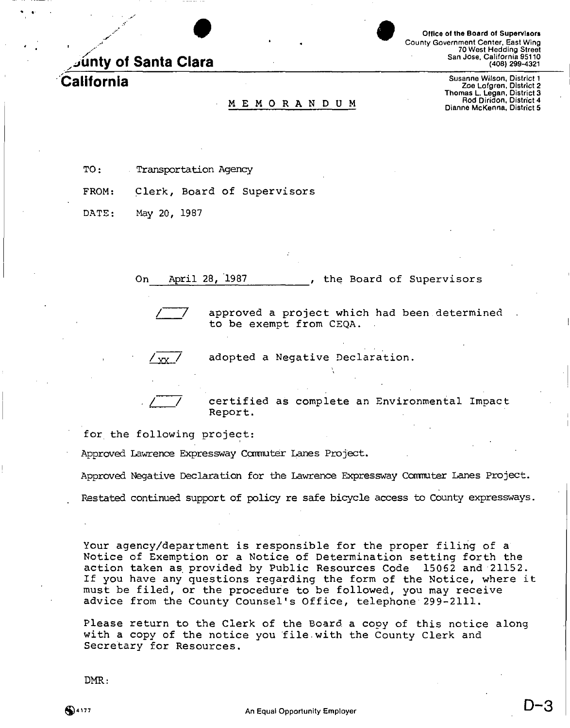**County of Santa Clara**
**California**

**Office of the Board of Supervisors**
County Government Center, East Wing
70 West Hedding Street
San Jose, California 95110
(408) 299-4321

Susanne Wilson, District 1
Zoe Lofgren, District 2
Thomas L. Legan, District 3
Rod Diridon, District 4
Dianne McKenna, District 5

M E M O R A N D U M

TO: Transportation Agency

FROM: Clerk, Board of Supervisors

DATE: May 20, 1987

On April 28, 1987, the Board of Supervisors

/ / approved a project which had been determined to be exempt from CEQA.

/xx/ adopted a Negative Declaration.

/ / certified as complete an Environmental Impact Report.

for the following project:

Approved Lawrence Expressway Commuter Lanes Project.

Approved Negative Declaration for the Lawrence Expressway Commuter Lanes Project.

Restated continued support of policy re safe bicycle access to County expressways.

Your agency/department is responsible for the proper filing of a Notice of Exemption or a Notice of Determination setting forth the action taken as provided by Public Resources Code 15062 and 21152. If you have any questions regarding the form of the Notice, where it must be filed, or the procedure to be followed, you may receive advice from the County Counsel's Office, telephone 299-2111.

Please return to the Clerk of the Board a copy of this notice along with a copy of the notice you file with the County Clerk and Secretary for Resources.

DMR:

4177

An Equal Opportunity Employer

D-3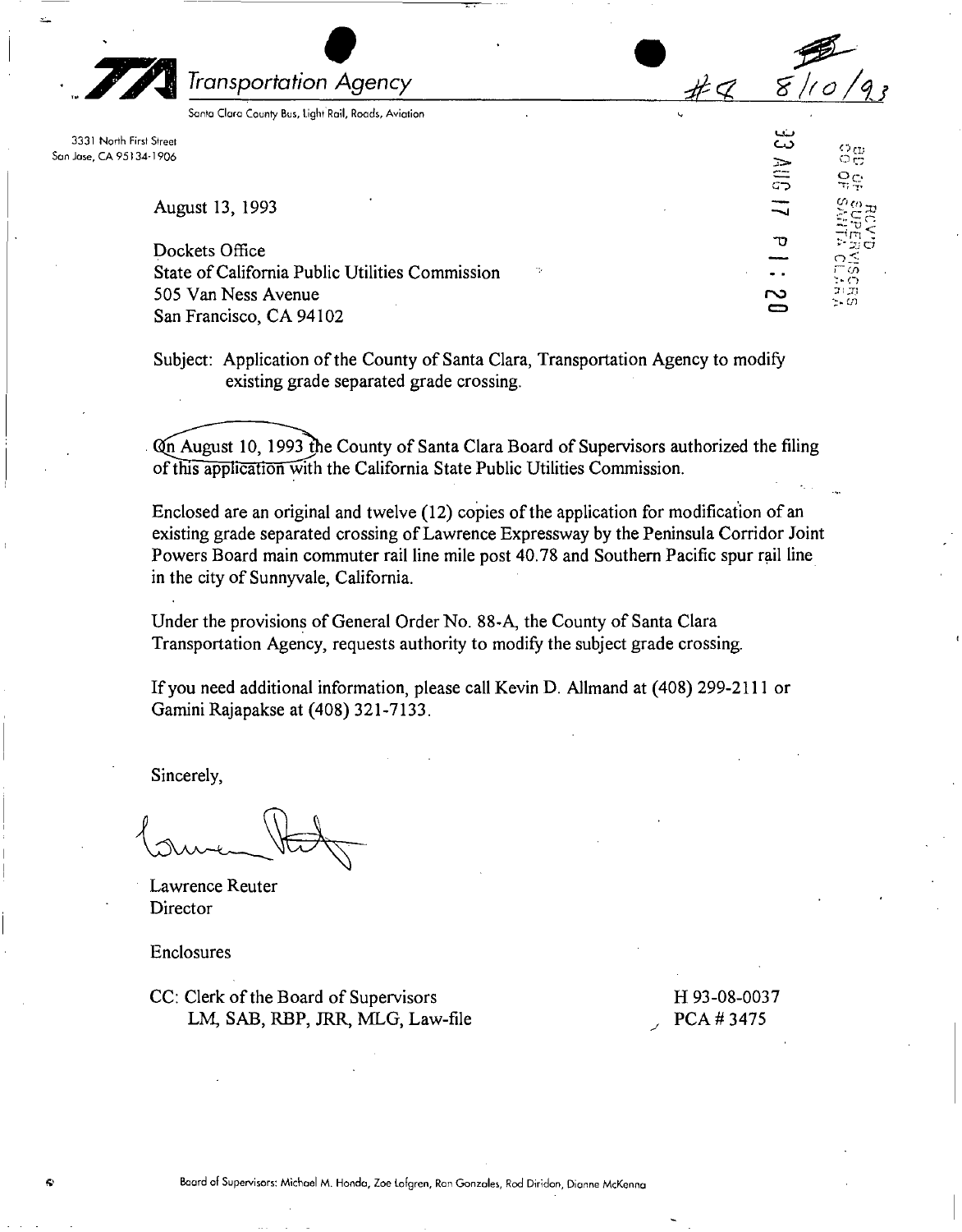**TA Transportation Agency**

Santa Clara County Bus, Light Rail, Roads, Aviation

#4 8/10/93

3331 North First Street
San Jose, CA 95134-1906

93 AUG 17 P 1:20

RCV'D
BD OF SUPERVISORS
CO OF SANTA CLARA

August 13, 1993

Dockets Office
State of California Public Utilities Commission
505 Van Ness Avenue
San Francisco, CA 94102

Subject: Application of the County of Santa Clara, Transportation Agency to modify existing grade separated grade crossing.

On August 10, 1993 the County of Santa Clara Board of Supervisors authorized the filing of this application with the California State Public Utilities Commission.

Enclosed are an original and twelve (12) copies of the application for modification of an existing grade separated crossing of Lawrence Expressway by the Peninsula Corridor Joint Powers Board main commuter rail line mile post 40.78 and Southern Pacific spur rail line in the city of Sunnyvale, California.

Under the provisions of General Order No. 88-A, the County of Santa Clara Transportation Agency, requests authority to modify the subject grade crossing.

If you need additional information, please call Kevin D. Allmand at (408) 299-2111 or Gamini Rajapakse at (408) 321-7133.

Sincerely,

Lawrence Reuter
Director

Enclosures

CC: Clerk of the Board of Supervisors
LM, SAB, RBP, JRR, MLG, Law-file

H 93-08-0037
PCA # 3475

Board of Supervisors: Michael M. Honda, Zoe Lofgren, Ron Gonzales, Rod Diridon, Dianne McKenna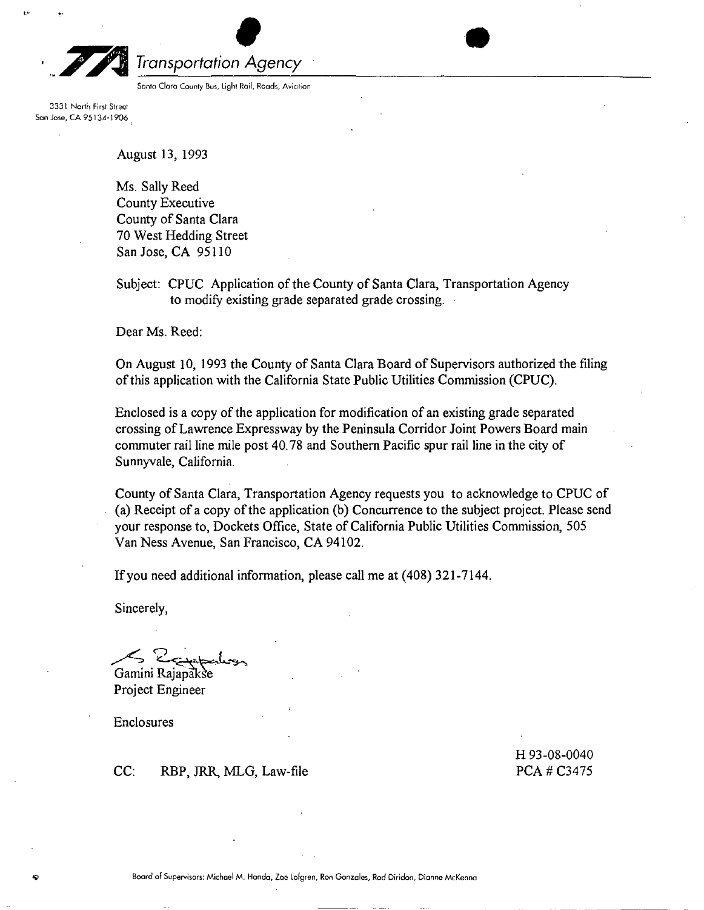**Transportation Agency**

Santa Clara County Bus, Light Rail, Roads, Aviation

3331 North First Street
San Jose, CA 95134-1906

August 13, 1993

Ms. Sally Reed
County Executive
County of Santa Clara
70 West Hedding Street
San Jose, CA 95110

Subject: CPUC Application of the County of Santa Clara, Transportation Agency to modify existing grade separated grade crossing.

Dear Ms. Reed:

On August 10, 1993 the County of Santa Clara Board of Supervisors authorized the filing of this application with the California State Public Utilities Commission (CPUC).

Enclosed is a copy of the application for modification of an existing grade separated crossing of Lawrence Expressway by the Peninsula Corridor Joint Powers Board main commuter rail line mile post 40.78 and Southern Pacific spur rail line in the city of Sunnyvale, California.

County of Santa Clara, Transportation Agency requests you to acknowledge to CPUC of (a) Receipt of a copy of the application (b) Concurrence to the subject project. Please send your response to, Dockets Office, State of California Public Utilities Commission, 505 Van Ness Avenue, San Francisco, CA 94102.

If you need additional information, please call me at (408) 321-7144.

Sincerely,

Gamini Rajapakse
Project Engineer

Enclosures

CC: RBP, JRR, MLG, Law-file

H 93-08-0040
PCA # C3475

Board of Supervisors: Michael M. Honda, Zoe Lofgren, Ron Gonzales, Rod Diridon, Dianne McKenna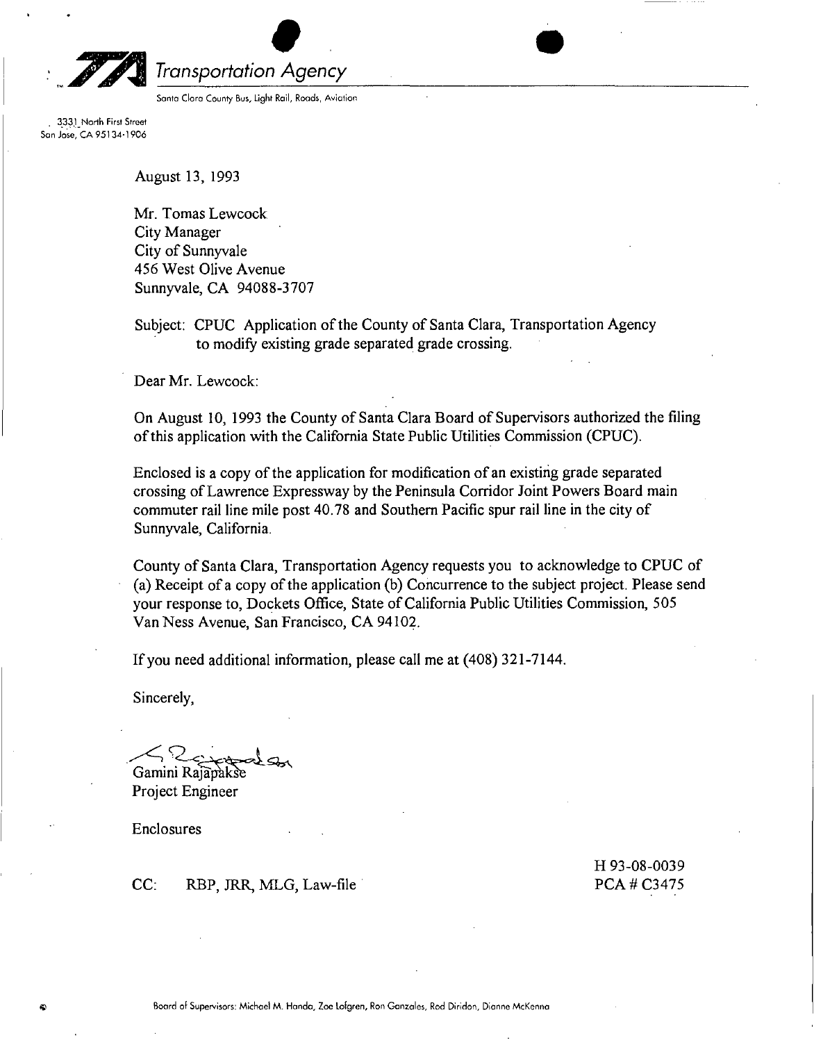Transportation Agency

Santa Clara County Bus, Light Rail, Roads, Aviation

3331 North First Street
San Jose, CA 95134-1906

August 13, 1993

Mr. Tomas Lewcock
City Manager
City of Sunnyvale
456 West Olive Avenue
Sunnyvale, CA 94088-3707

Subject: CPUC Application of the County of Santa Clara, Transportation Agency to modify existing grade separated grade crossing.

Dear Mr. Lewcock:

On August 10, 1993 the County of Santa Clara Board of Supervisors authorized the filing of this application with the California State Public Utilities Commission (CPUC).

Enclosed is a copy of the application for modification of an existing grade separated crossing of Lawrence Expressway by the Peninsula Corridor Joint Powers Board main commuter rail line mile post 40.78 and Southern Pacific spur rail line in the city of Sunnyvale, California.

County of Santa Clara, Transportation Agency requests you to acknowledge to CPUC of (a) Receipt of a copy of the application (b) Concurrence to the subject project. Please send your response to, Dockets Office, State of California Public Utilities Commission, 505 Van Ness Avenue, San Francisco, CA 94102.

If you need additional information, please call me at (408) 321-7144.

Sincerely,

Gamini Rajapakse
Project Engineer

Enclosures

CC: RBP, JRR, MLG, Law-file

H 93-08-0039
PCA # C3475

Board of Supervisors: Michael M. Honda, Zoe Lofgren, Ron Gonzales, Rod Diridon, Dianne McKenna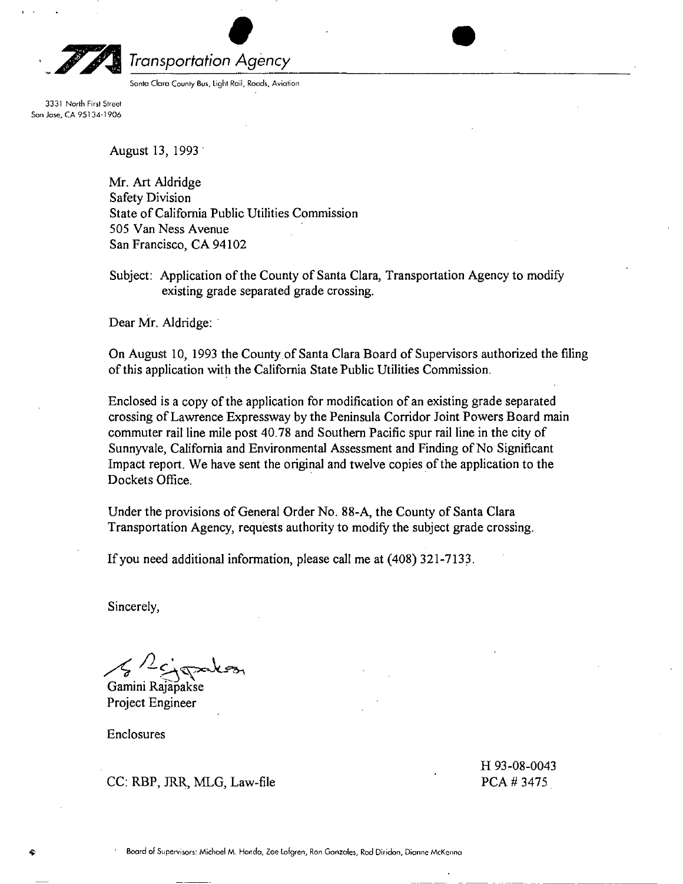**Transportation Agency**

Santa Clara County Bus, Light Rail, Roads, Aviation

3331 North First Street
San Jose, CA 95134-1906

August 13, 1993

Mr. Art Aldridge
Safety Division
State of California Public Utilities Commission
505 Van Ness Avenue
San Francisco, CA 94102

Subject: Application of the County of Santa Clara, Transportation Agency to modify existing grade separated grade crossing.

Dear Mr. Aldridge:

On August 10, 1993 the County of Santa Clara Board of Supervisors authorized the filing of this application with the California State Public Utilities Commission.

Enclosed is a copy of the application for modification of an existing grade separated crossing of Lawrence Expressway by the Peninsula Corridor Joint Powers Board main commuter rail line mile post 40.78 and Southern Pacific spur rail line in the city of Sunnyvale, California and Environmental Assessment and Finding of No Significant Impact report. We have sent the original and twelve copies of the application to the Dockets Office.

Under the provisions of General Order No. 88-A, the County of Santa Clara Transportation Agency, requests authority to modify the subject grade crossing.

If you need additional information, please call me at (408) 321-7133.

Sincerely,

Gamini Rajapakse
Project Engineer

Enclosures

CC: RBP, JRR, MLG, Law-file

H 93-08-0043
PCA # 3475

Board of Supervisors: Michael M. Honda, Zoe Lofgren, Ron Gonzales, Rod Diridon, Dianne McKenna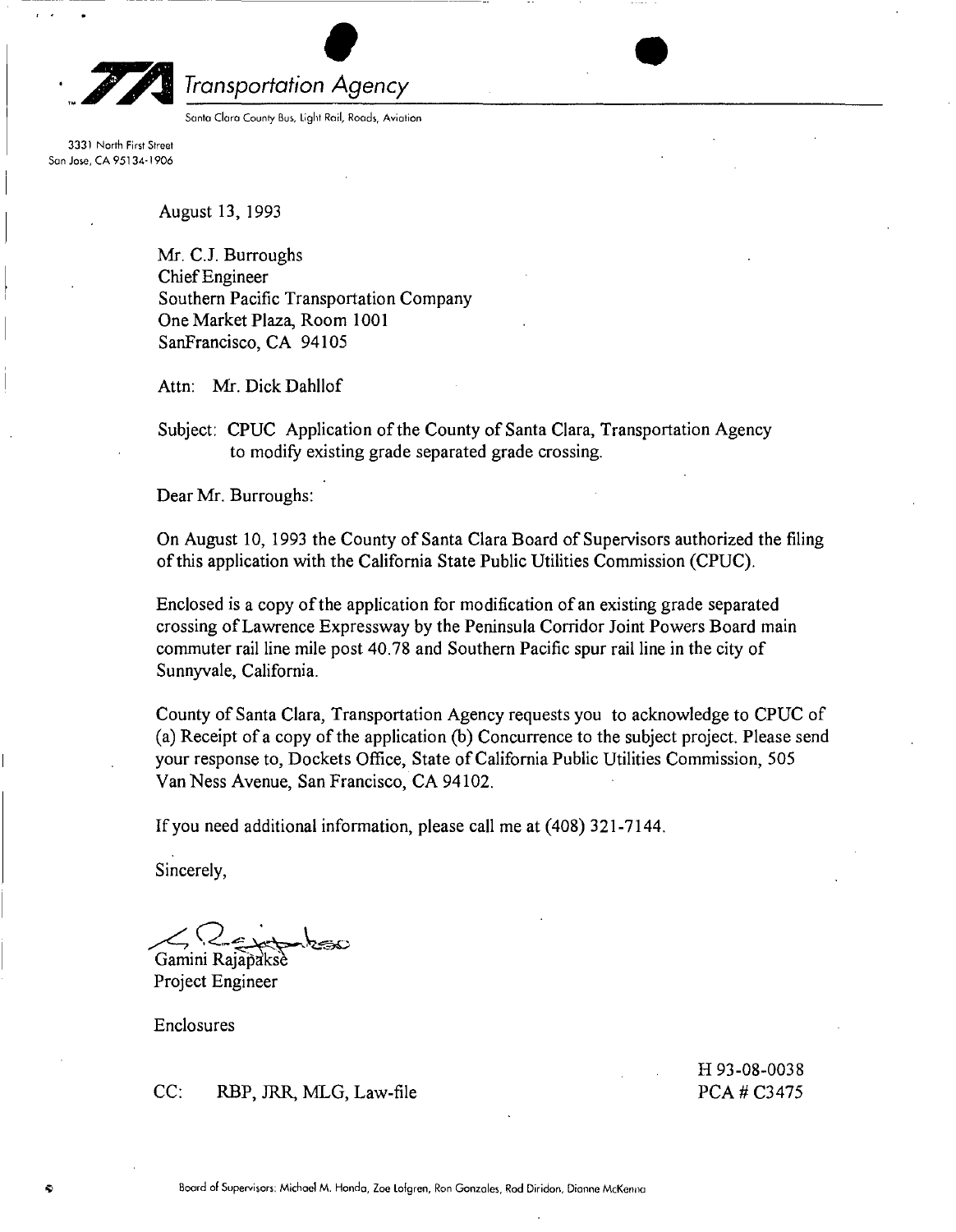**Transportation Agency**

Santa Clara County Bus, Light Rail, Roads, Aviation

3331 North First Street
San Jose, CA 95134-1906

August 13, 1993

Mr. C.J. Burroughs
Chief Engineer
Southern Pacific Transportation Company
One Market Plaza, Room 1001
SanFrancisco, CA 94105

Attn: Mr. Dick Dahllof

Subject: CPUC Application of the County of Santa Clara, Transportation Agency to modify existing grade separated grade crossing.

Dear Mr. Burroughs:

On August 10, 1993 the County of Santa Clara Board of Supervisors authorized the filing of this application with the California State Public Utilities Commission (CPUC).

Enclosed is a copy of the application for modification of an existing grade separated crossing of Lawrence Expressway by the Peninsula Corridor Joint Powers Board main commuter rail line mile post 40.78 and Southern Pacific spur rail line in the city of Sunnyvale, California.

County of Santa Clara, Transportation Agency requests you to acknowledge to CPUC of (a) Receipt of a copy of the application (b) Concurrence to the subject project. Please send your response to, Dockets Office, State of California Public Utilities Commission, 505 Van Ness Avenue, San Francisco, CA 94102.

If you need additional information, please call me at (408) 321-7144.

Sincerely,

Gamini Rajapakse
Project Engineer

Enclosures

CC: RBP, JRR, MLG, Law-file

H 93-08-0038
PCA # C3475

Board of Supervisors: Michael M. Honda, Zoe Lofgren, Ron Gonzales, Rod Diridon, Dianne McKenna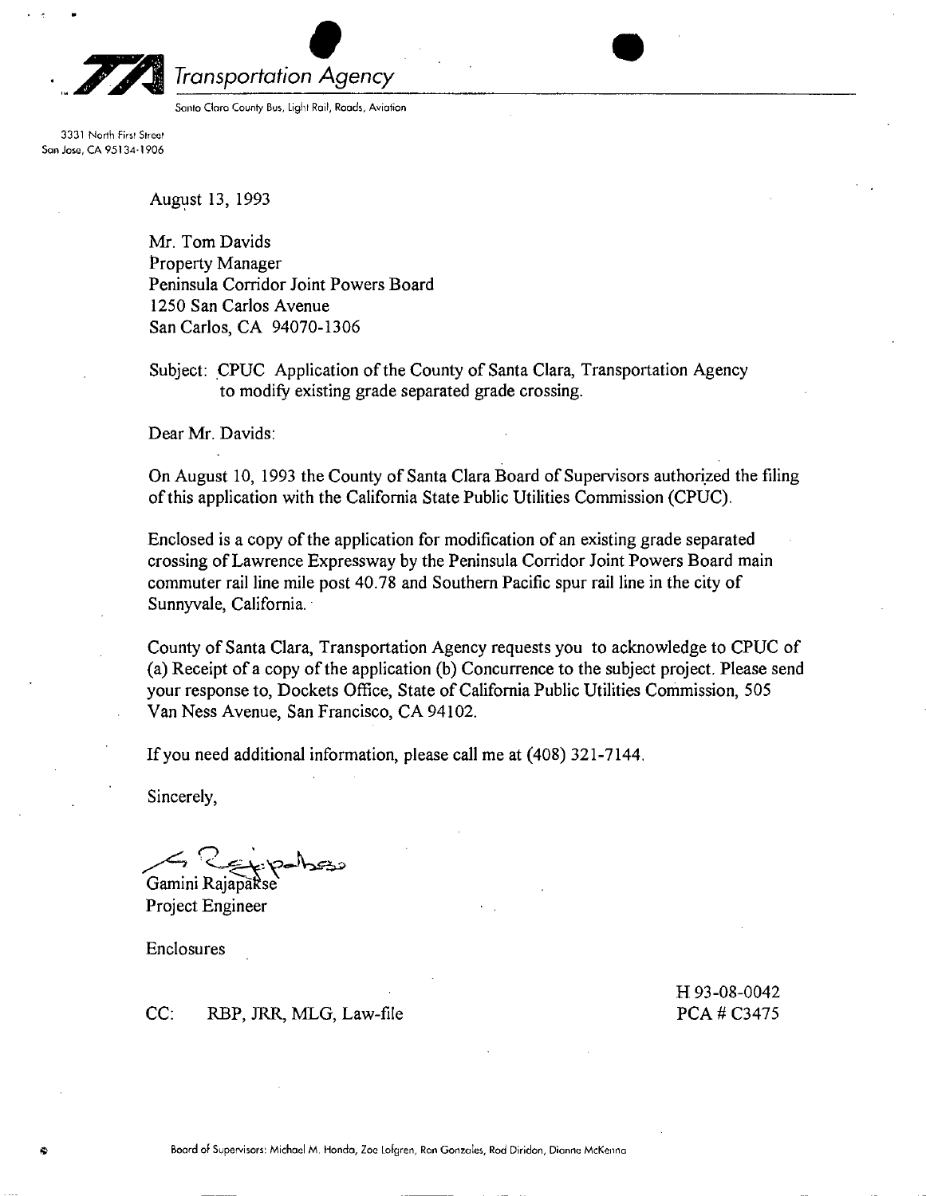**Transportation Agency**

Santa Clara County Bus, Light Rail, Roads, Aviation

3331 North First Street
San Jose, CA 95134-1906

August 13, 1993

Mr. Tom Davids
Property Manager
Peninsula Corridor Joint Powers Board
1250 San Carlos Avenue
San Carlos, CA 94070-1306

Subject: CPUC Application of the County of Santa Clara, Transportation Agency to modify existing grade separated grade crossing.

Dear Mr. Davids:

On August 10, 1993 the County of Santa Clara Board of Supervisors authorized the filing of this application with the California State Public Utilities Commission (CPUC).

Enclosed is a copy of the application for modification of an existing grade separated crossing of Lawrence Expressway by the Peninsula Corridor Joint Powers Board main commuter rail line mile post 40.78 and Southern Pacific spur rail line in the city of Sunnyvale, California.

County of Santa Clara, Transportation Agency requests you to acknowledge to CPUC of (a) Receipt of a copy of the application (b) Concurrence to the subject project. Please send your response to, Dockets Office, State of California Public Utilities Commission, 505 Van Ness Avenue, San Francisco, CA 94102.

If you need additional information, please call me at (408) 321-7144.

Sincerely,

Gamini Rajapakse
Project Engineer

Enclosures

CC: RBP, JRR, MLG, Law-file

H 93-08-0042
PCA # C3475

Board of Supervisors: Michael M. Honda, Zoe Lofgren, Ron Gonzales, Rod Diridon, Dianne McKenna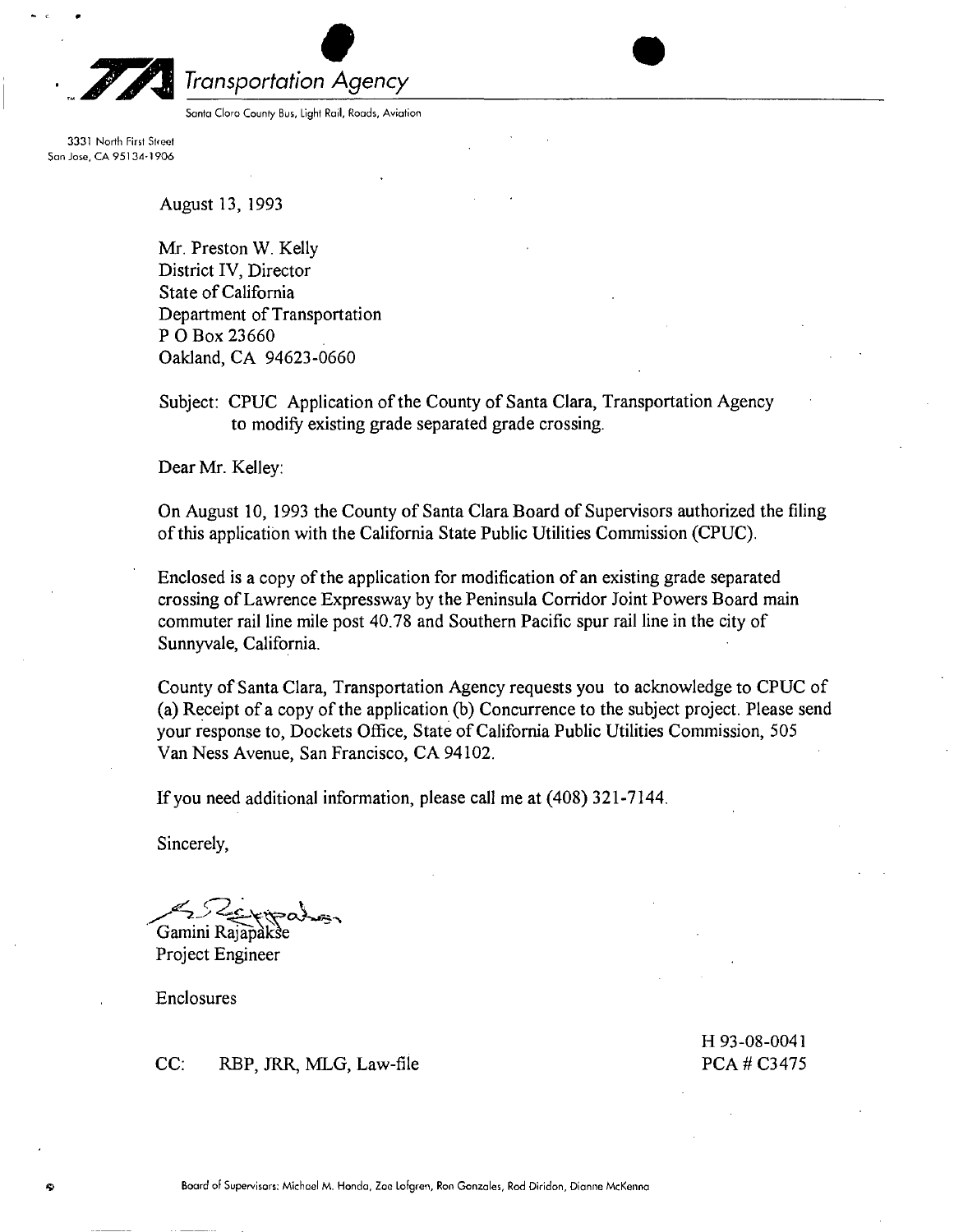**Transportation Agency**

Santa Clara County Bus, Light Rail, Roads, Aviation

3331 North First Street
San Jose, CA 95134-1906

August 13, 1993

Mr. Preston W. Kelly
District IV, Director
State of California
Department of Transportation
P O Box 23660
Oakland, CA 94623-0660

Subject: CPUC Application of the County of Santa Clara, Transportation Agency to modify existing grade separated grade crossing.

Dear Mr. Kelley:

On August 10, 1993 the County of Santa Clara Board of Supervisors authorized the filing of this application with the California State Public Utilities Commission (CPUC).

Enclosed is a copy of the application for modification of an existing grade separated crossing of Lawrence Expressway by the Peninsula Corridor Joint Powers Board main commuter rail line mile post 40.78 and Southern Pacific spur rail line in the city of Sunnyvale, California.

County of Santa Clara, Transportation Agency requests you to acknowledge to CPUC of (a) Receipt of a copy of the application (b) Concurrence to the subject project. Please send your response to, Dockets Office, State of California Public Utilities Commission, 505 Van Ness Avenue, San Francisco, CA 94102.

If you need additional information, please call me at (408) 321-7144.

Sincerely,

Gamini Rajapakse
Project Engineer

Enclosures

CC: RBP, JRR, MLG, Law-file

H 93-08-0041
PCA # C3475

Board of Supervisors: Michael M. Honda, Zoe Lofgren, Ron Gonzales, Rod Diridon, Dianne McKenna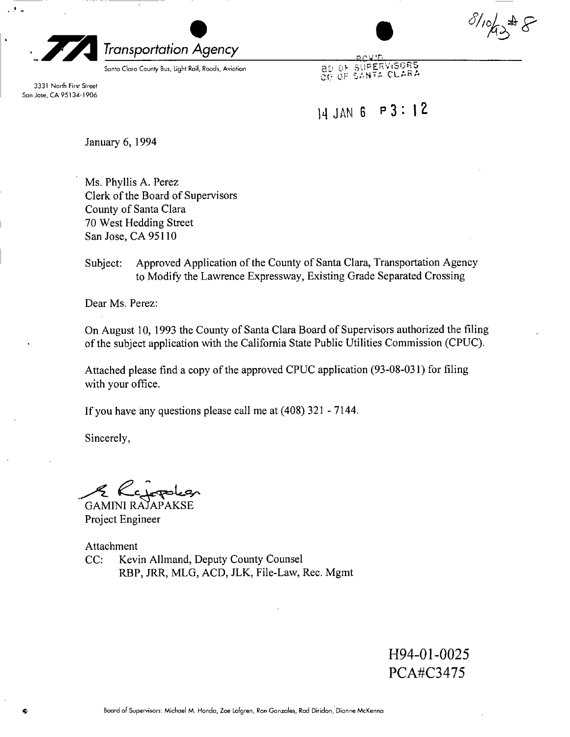8/10/93 #8

**TA Transportation Agency**

Santa Clara County Bus, Light Rail, Roads, Aviation

3331 North First Street
San Jose, CA 95134-1906

RCV'D
BD OF SUPERVISORS
CO OF SANTA CLARA

14 JAN 6 P 3: 12

January 6, 1994

Ms. Phyllis A. Perez
Clerk of the Board of Supervisors
County of Santa Clara
70 West Hedding Street
San Jose, CA 95110

Subject: Approved Application of the County of Santa Clara, Transportation Agency to Modify the Lawrence Expressway, Existing Grade Separated Crossing

Dear Ms. Perez:

On August 10, 1993 the County of Santa Clara Board of Supervisors authorized the filing of the subject application with the California State Public Utilities Commission (CPUC).

Attached please find a copy of the approved CPUC application (93-08-031) for filing with your office.

If you have any questions please call me at (408) 321 - 7144.

Sincerely,

GAMINI RAJAPAKSE
Project Engineer

Attachment
CC: Kevin Allmand, Deputy County Counsel
RBP, JRR, MLG, ACD, JLK, File-Law, Rec. Mgmt

H94-01-0025
PCA#C3475

Board of Supervisors: Michael M. Honda, Zoe Lofgren, Ron Gonzales, Rod Diridon, Dianne McKenna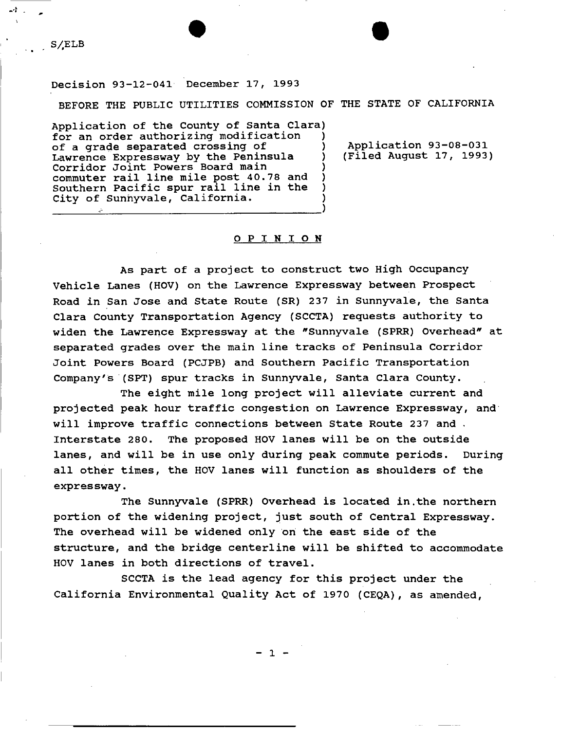S/ELB

Decision 93-12-041 December 17, 1993

BEFORE THE PUBLIC UTILITIES COMMISSION OF THE STATE OF CALIFORNIA

Application of the County of Santa Clara for an order authorizing modification of a grade separated crossing of Lawrence Expressway by the Peninsula Corridor Joint Powers Board main commuter rail line mile post 40.78 and Southern Pacific spur rail line in the City of Sunnyvale, California.

Application 93-08-031
(Filed August 17, 1993)

## OPINION

As part of a project to construct two High Occupancy Vehicle Lanes (HOV) on the Lawrence Expressway between Prospect Road in San Jose and State Route (SR) 237 in Sunnyvale, the Santa Clara County Transportation Agency (SCCTA) requests authority to widen the Lawrence Expressway at the "Sunnyvale (SPRR) Overhead" at separated grades over the main line tracks of Peninsula Corridor Joint Powers Board (PCJPB) and Southern Pacific Transportation Company's (SPT) spur tracks in Sunnyvale, Santa Clara County.

The eight mile long project will alleviate current and projected peak hour traffic congestion on Lawrence Expressway, and will improve traffic connections between State Route 237 and Interstate 280. The proposed HOV lanes will be on the outside lanes, and will be in use only during peak commute periods. During all other times, the HOV lanes will function as shoulders of the expressway.

The Sunnyvale (SPRR) Overhead is located in the northern portion of the widening project, just south of Central Expressway. The overhead will be widened only on the east side of the structure, and the bridge centerline will be shifted to accommodate HOV lanes in both directions of travel.

SCCTA is the lead agency for this project under the California Environmental Quality Act of 1970 (CEQA), as amended,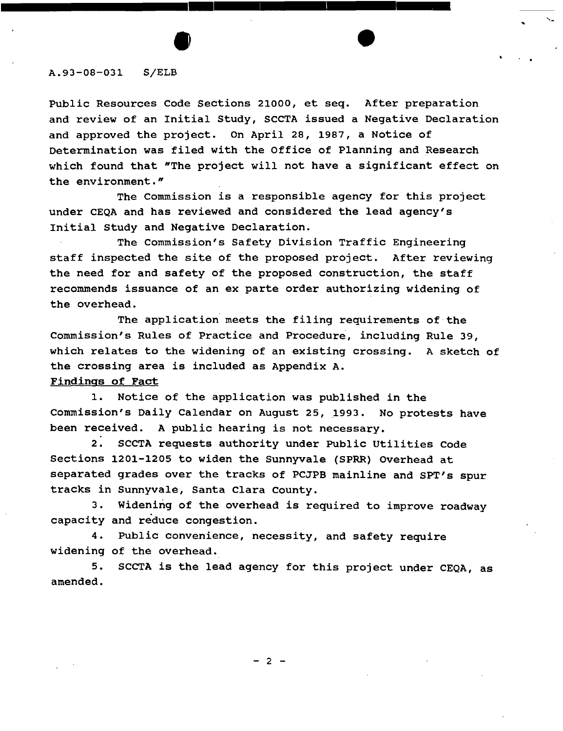Public Resources Code Sections 21000, et seq. After preparation and review of an Initial Study, SCCTA issued a Negative Declaration and approved the project. On April 28, 1987, a Notice of Determination was filed with the Office of Planning and Research which found that "The project will not have a significant effect on the environment."

The Commission is a responsible agency for this project under CEQA and has reviewed and considered the lead agency's Initial Study and Negative Declaration.

The Commission's Safety Division Traffic Engineering staff inspected the site of the proposed project. After reviewing the need for and safety of the proposed construction, the staff recommends issuance of an ex parte order authorizing widening of the overhead.

The application meets the filing requirements of the Commission's Rules of Practice and Procedure, including Rule 39, which relates to the widening of an existing crossing. A sketch of the crossing area is included as Appendix A.

**Findings of Fact**

1. Notice of the application was published in the Commission's Daily Calendar on August 25, 1993. No protests have been received. A public hearing is not necessary.

2. SCCTA requests authority under Public Utilities Code Sections 1201-1205 to widen the Sunnyvale (SPRR) Overhead at separated grades over the tracks of PCJPB mainline and SPT's spur tracks in Sunnyvale, Santa Clara County.

3. Widening of the overhead is required to improve roadway capacity and reduce congestion.

4. Public convenience, necessity, and safety require widening of the overhead.

5. SCCTA is the lead agency for this project under CEQA, as amended.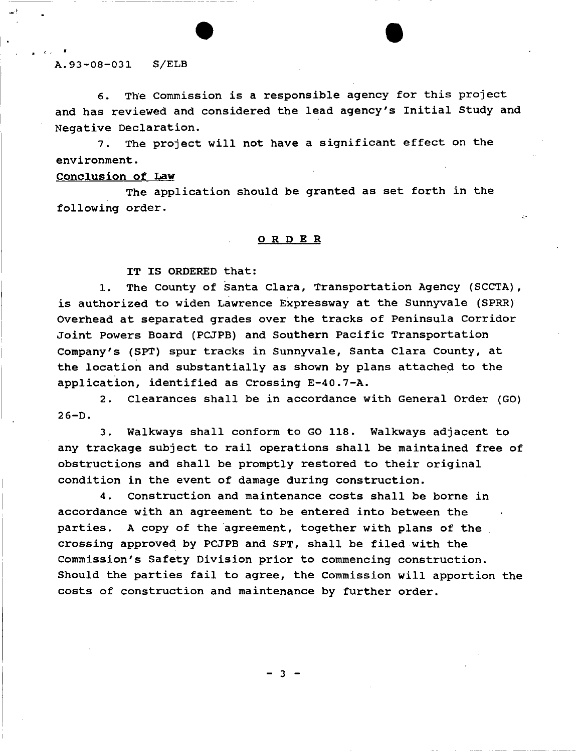6. The Commission is a responsible agency for this project and has reviewed and considered the lead agency's Initial Study and Negative Declaration.

7. The project will not have a significant effect on the environment.

**Conclusion of Law**

The application should be granted as set forth in the following order.

## ORDER

IT IS ORDERED that:

1. The County of Santa Clara, Transportation Agency (SCCTA), is authorized to widen Lawrence Expressway at the Sunnyvale (SPRR) Overhead at separated grades over the tracks of Peninsula Corridor Joint Powers Board (PCJPB) and Southern Pacific Transportation Company's (SPT) spur tracks in Sunnyvale, Santa Clara County, at the location and substantially as shown by plans attached to the application, identified as Crossing E-40.7-A.

2. Clearances shall be in accordance with General Order (GO) 26-D.

3. Walkways shall conform to GO 118. Walkways adjacent to any trackage subject to rail operations shall be maintained free of obstructions and shall be promptly restored to their original condition in the event of damage during construction.

4. Construction and maintenance costs shall be borne in accordance with an agreement to be entered into between the parties. A copy of the agreement, together with plans of the crossing approved by PCJPB and SPT, shall be filed with the Commission's Safety Division prior to commencing construction. Should the parties fail to agree, the Commission will apportion the costs of construction and maintenance by further order.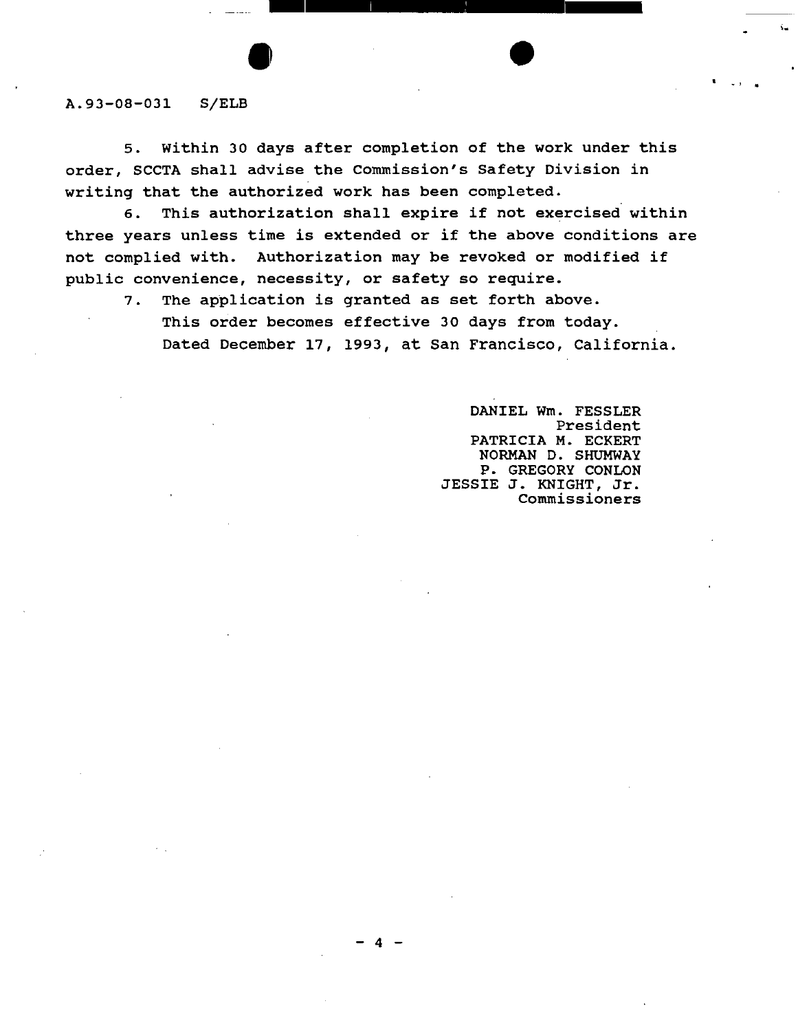5. Within 30 days after completion of the work under this order, SCCTA shall advise the Commission's Safety Division in writing that the authorized work has been completed.

6. This authorization shall expire if not exercised within three years unless time is extended or if the above conditions are not complied with. Authorization may be revoked or modified if public convenience, necessity, or safety so require.

7. The application is granted as set forth above.

This order becomes effective 30 days from today.

Dated December 17, 1993, at San Francisco, California.

DANIEL Wm. FESSLER
President
PATRICIA M. ECKERT
NORMAN D. SHUMWAY
P. GREGORY CONLON
JESSIE J. KNIGHT, Jr.
Commissioners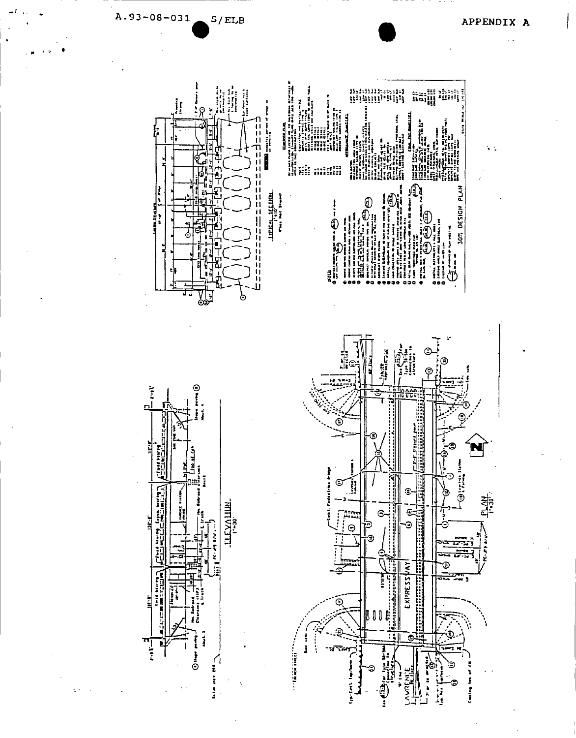A.93-08-031 S/ELB

APPENDIX A

TYPICAL SECTION

30% DESIGN PLAN

ELEVATION

PLAN

EXPRESSWAY

LAWRENCE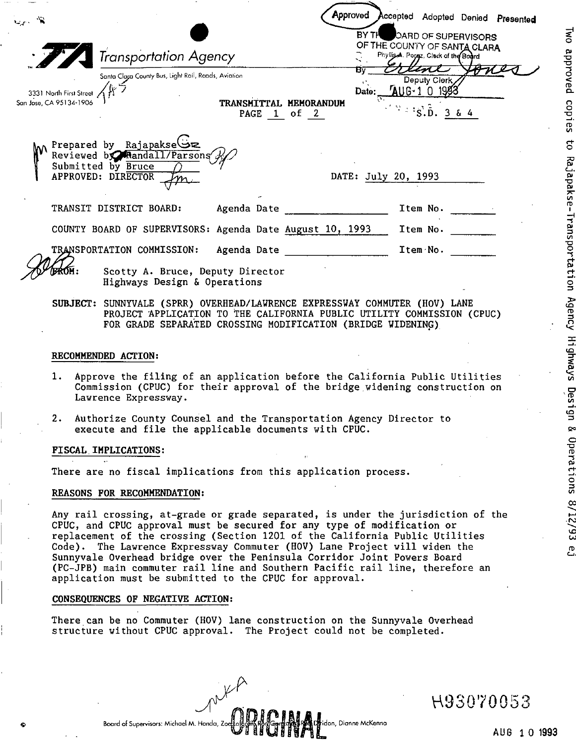Approved Accepted Adopted Denied Presented

BY THE BOARD OF SUPERVISORS OF THE COUNTY OF SANTA CLARA
Phyllis A. Perez, Clerk of the Board
By Erlene Jones
Deputy Clerk
Date: AUG 10 1993

Two approved copies to Rajapakse-Transportation Agency Highways Design & Operations 8/12/93 ej

**TA Transportation Agency**
Santa Clara County Bus, Light Rail, Roads, Aviation

3331 North First Street
San Jose, CA 95134-1906

**TRANSMITTAL MEMORANDUM**
PAGE 1 of 2

S.D. 3 & 4

Prepared by Rajapakse
Reviewed by Randall/Parsons
Submitted by Bruce
APPROVED: DIRECTOR

DATE: July 20, 1993

TRANSIT DISTRICT BOARD: Agenda Date ________ Item No. ______

COUNTY BOARD OF SUPERVISORS: Agenda Date August 10, 1993 Item No. ______

TRANSPORTATION COMMISSION: Agenda Date ________ Item No. ______

FROM: Scotty A. Bruce, Deputy Director
Highways Design & Operations

SUBJECT: SUNNYVALE (SPRR) OVERHEAD/LAWRENCE EXPRESSWAY COMMUTER (HOV) LANE PROJECT APPLICATION TO THE CALIFORNIA PUBLIC UTILITY COMMISSION (CPUC) FOR GRADE SEPARATED CROSSING MODIFICATION (BRIDGE WIDENING)

**RECOMMENDED ACTION:**

1. Approve the filing of an application before the California Public Utilities Commission (CPUC) for their approval of the bridge widening construction on Lawrence Expressway.

2. Authorize County Counsel and the Transportation Agency Director to execute and file the applicable documents with CPUC.

**FISCAL IMPLICATIONS:**

There are no fiscal implications from this application process.

**REASONS FOR RECOMMENDATION:**

Any rail crossing, at-grade or grade separated, is under the jurisdiction of the CPUC, and CPUC approval must be secured for any type of modification or replacement of the crossing (Section 1201 of the California Public Utilities Code). The Lawrence Expressway Commuter (HOV) Lane Project will widen the Sunnyvale Overhead bridge over the Peninsula Corridor Joint Powers Board (PC-JPB) main commuter rail line and Southern Pacific rail line, therefore an application must be submitted to the CPUC for approval.

**CONSEQUENCES OF NEGATIVE ACTION:**

There can be no Commuter (HOV) lane construction on the Sunnyvale Overhead structure without CPUC approval. The Project could not be completed.

ORIGINAL

H93070053

AUG 10 1993

Board of Supervisors: Michael M. Honda, Zoe Lofgren, Ron Gonzales, Rod Diridon, Dianne McKenna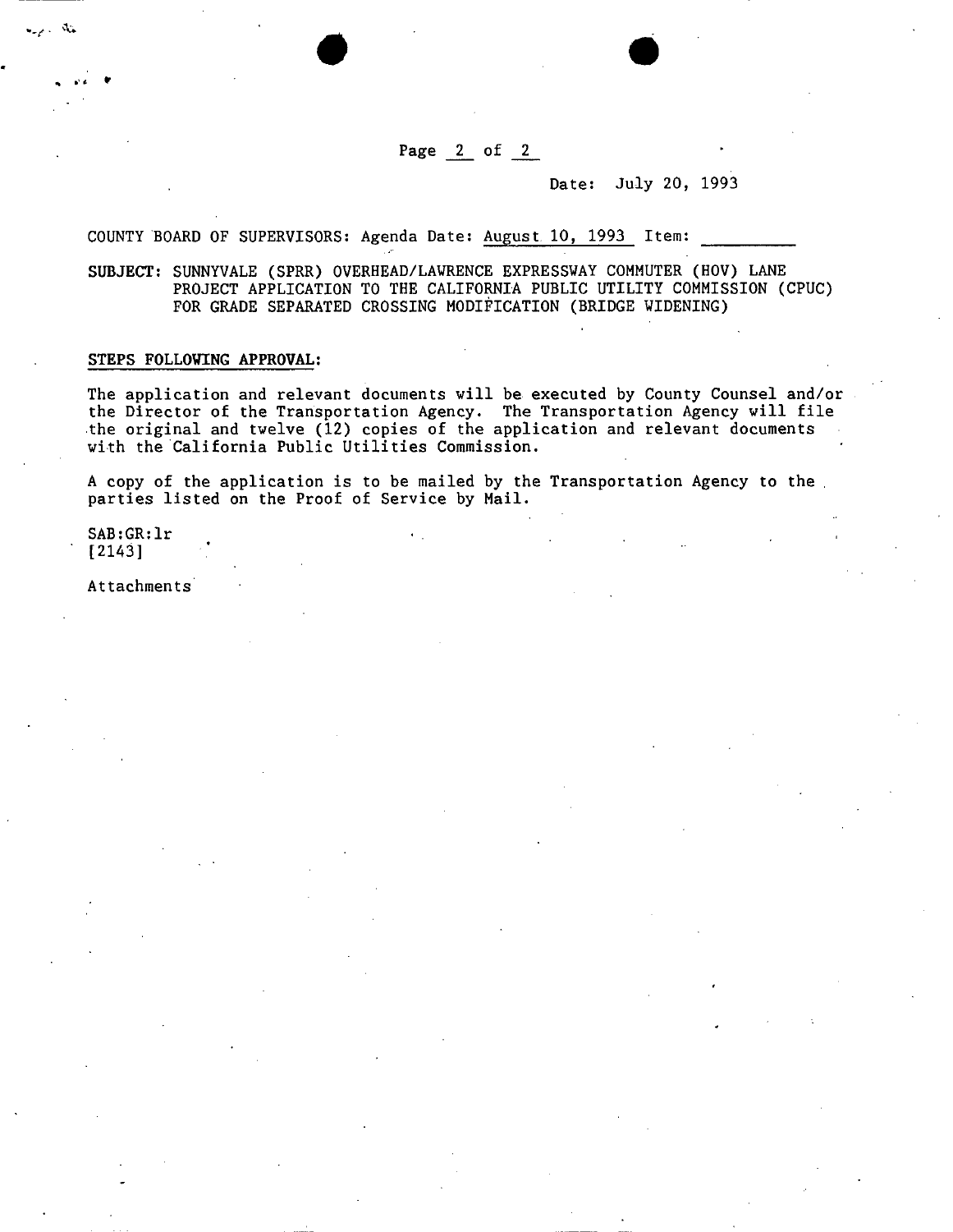Date: July 20, 1993

COUNTY BOARD OF SUPERVISORS: Agenda Date: August 10, 1993 Item: \_\_\_\_\_\_\_\_\_

**SUBJECT:** SUNNYVALE (SPRR) OVERHEAD/LAWRENCE EXPRESSWAY COMMUTER (HOV) LANE PROJECT APPLICATION TO THE CALIFORNIA PUBLIC UTILITY COMMISSION (CPUC) FOR GRADE SEPARATED CROSSING MODIFICATION (BRIDGE WIDENING)

**STEPS FOLLOWING APPROVAL:**

The application and relevant documents will be executed by County Counsel and/or the Director of the Transportation Agency. The Transportation Agency will file the original and twelve (12) copies of the application and relevant documents with the California Public Utilities Commission.

A copy of the application is to be mailed by the Transportation Agency to the parties listed on the Proof of Service by Mail.

SAB:GR:lr
[2143]

Attachments